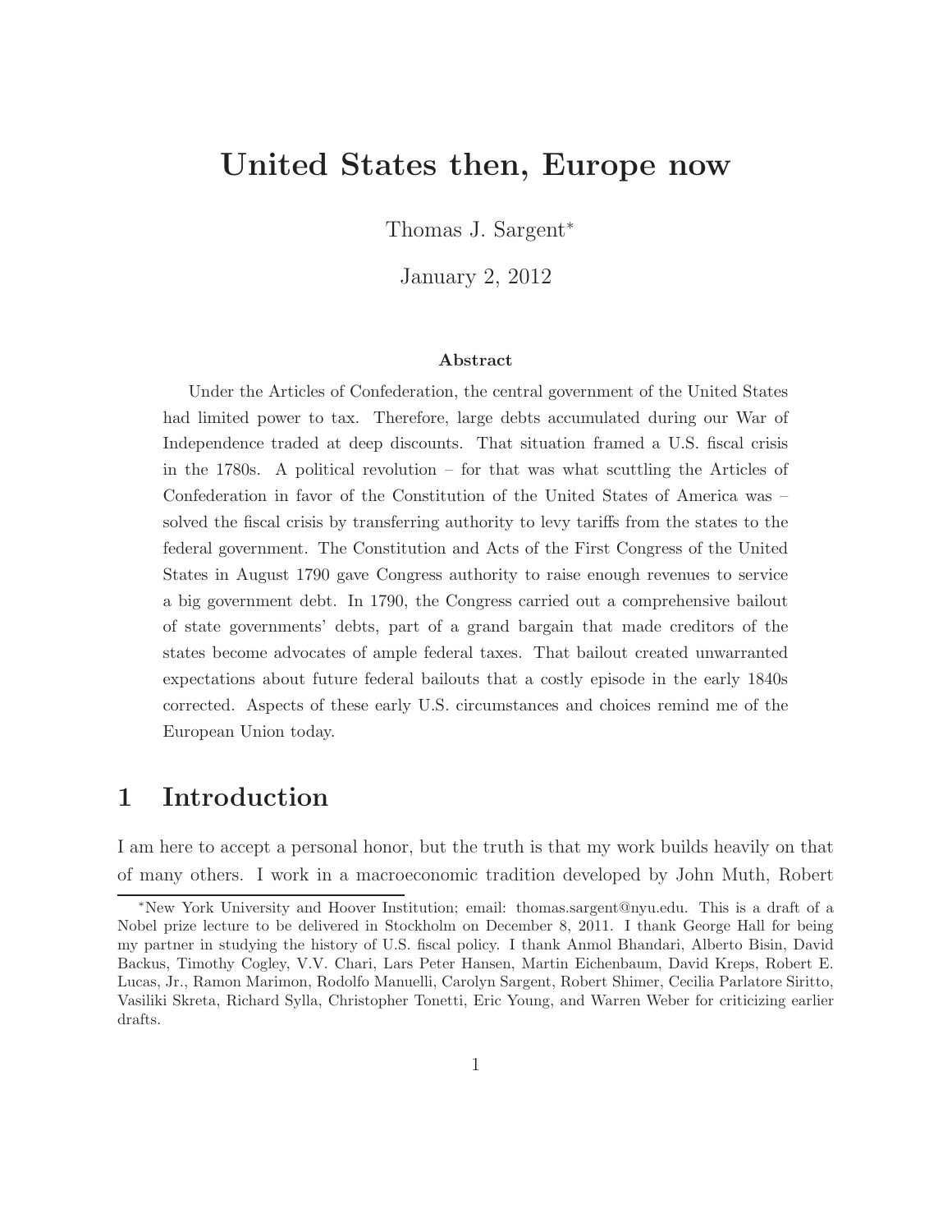# United States then, Europe now

Thomas J. Sargent*

January 2, 2012

**Abstract**

Under the Articles of Confederation, the central government of the United States had limited power to tax. Therefore, large debts accumulated during our War of Independence traded at deep discounts. That situation framed a U.S. fiscal crisis in the 1780s. A political revolution – for that was what scuttling the Articles of Confederation in favor of the Constitution of the United States of America was – solved the fiscal crisis by transferring authority to levy tariffs from the states to the federal government. The Constitution and Acts of the First Congress of the United States in August 1790 gave Congress authority to raise enough revenues to service a big government debt. In 1790, the Congress carried out a comprehensive bailout of state governments' debts, part of a grand bargain that made creditors of the states become advocates of ample federal taxes. That bailout created unwarranted expectations about future federal bailouts that a costly episode in the early 1840s corrected. Aspects of these early U.S. circumstances and choices remind me of the European Union today.

## 1 Introduction

I am here to accept a personal honor, but the truth is that my work builds heavily on that of many others. I work in a macroeconomic tradition developed by John Muth, Robert

*New York University and Hoover Institution; email: thomas.sargent@nyu.edu. This is a draft of a Nobel prize lecture to be delivered in Stockholm on December 8, 2011. I thank George Hall for being my partner in studying the history of U.S. fiscal policy. I thank Anmol Bhandari, Alberto Bisin, David Backus, Timothy Cogley, V.V. Chari, Lars Peter Hansen, Martin Eichenbaum, David Kreps, Robert E. Lucas, Jr., Ramon Marimon, Rodolfo Manuelli, Carolyn Sargent, Robert Shimer, Cecilia Parlatore Siritto, Vasiliki Skreta, Richard Sylla, Christopher Tonetti, Eric Young, and Warren Weber for criticizing earlier drafts.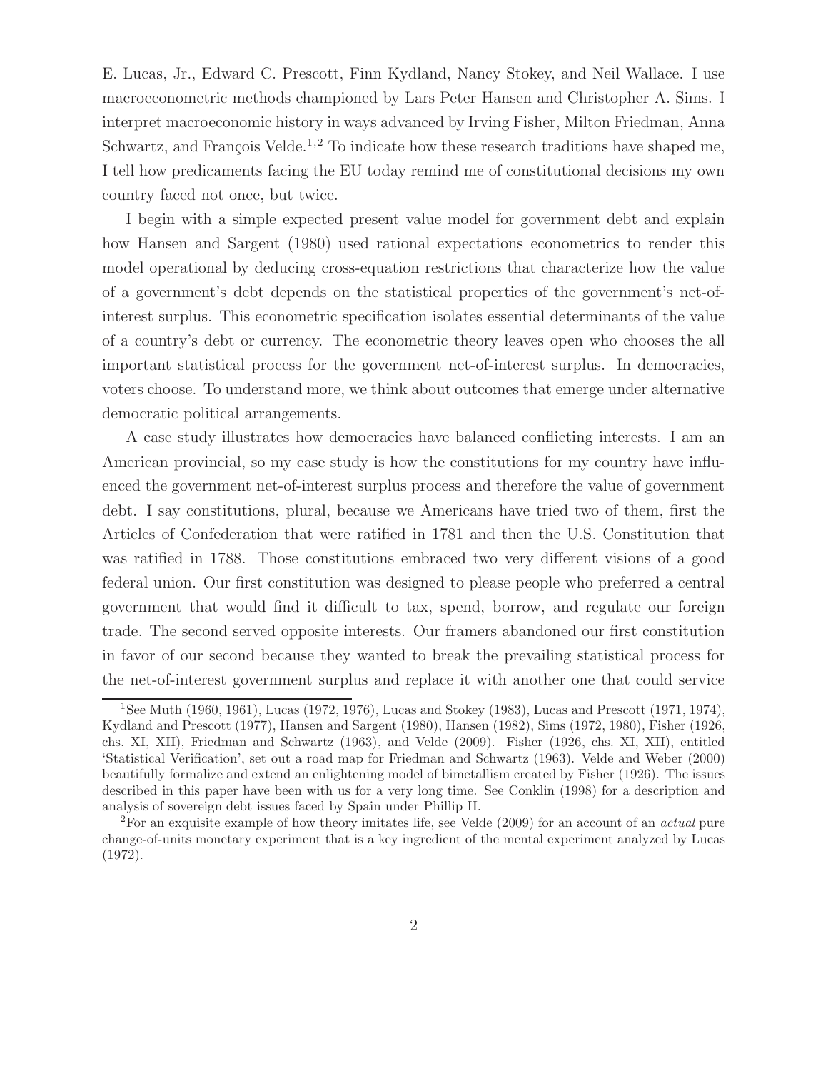E. Lucas, Jr., Edward C. Prescott, Finn Kydland, Nancy Stokey, and Neil Wallace. I use macroeconometric methods championed by Lars Peter Hansen and Christopher A. Sims. I interpret macroeconomic history in ways advanced by Irving Fisher, Milton Friedman, Anna Schwartz, and François Velde.[1,2] To indicate how these research traditions have shaped me, I tell how predicaments facing the EU today remind me of constitutional decisions my own country faced not once, but twice.

I begin with a simple expected present value model for government debt and explain how Hansen and Sargent (1980) used rational expectations econometrics to render this model operational by deducing cross-equation restrictions that characterize how the value of a government's debt depends on the statistical properties of the government's net-of-interest surplus. This econometric specification isolates essential determinants of the value of a country's debt or currency. The econometric theory leaves open who chooses the all important statistical process for the government net-of-interest surplus. In democracies, voters choose. To understand more, we think about outcomes that emerge under alternative democratic political arrangements.

A case study illustrates how democracies have balanced conflicting interests. I am an American provincial, so my case study is how the constitutions for my country have influenced the government net-of-interest surplus process and therefore the value of government debt. I say constitutions, plural, because we Americans have tried two of them, first the Articles of Confederation that were ratified in 1781 and then the U.S. Constitution that was ratified in 1788. Those constitutions embraced two very different visions of a good federal union. Our first constitution was designed to please people who preferred a central government that would find it difficult to tax, spend, borrow, and regulate our foreign trade. The second served opposite interests. Our framers abandoned our first constitution in favor of our second because they wanted to break the prevailing statistical process for the net-of-interest government surplus and replace it with another one that could service

[1] See Muth (1960, 1961), Lucas (1972, 1976), Lucas and Stokey (1983), Lucas and Prescott (1971, 1974), Kydland and Prescott (1977), Hansen and Sargent (1980), Hansen (1982), Sims (1972, 1980), Fisher (1926, chs. XI, XII), Friedman and Schwartz (1963), and Velde (2009). Fisher (1926, chs. XI, XII), entitled 'Statistical Verification', set out a road map for Friedman and Schwartz (1963). Velde and Weber (2000) beautifully formalize and extend an enlightening model of bimetallism created by Fisher (1926). The issues described in this paper have been with us for a very long time. See Conklin (1998) for a description and analysis of sovereign debt issues faced by Spain under Phillip II.

[2] For an exquisite example of how theory imitates life, see Velde (2009) for an account of an *actual* pure change-of-units monetary experiment that is a key ingredient of the mental experiment analyzed by Lucas (1972).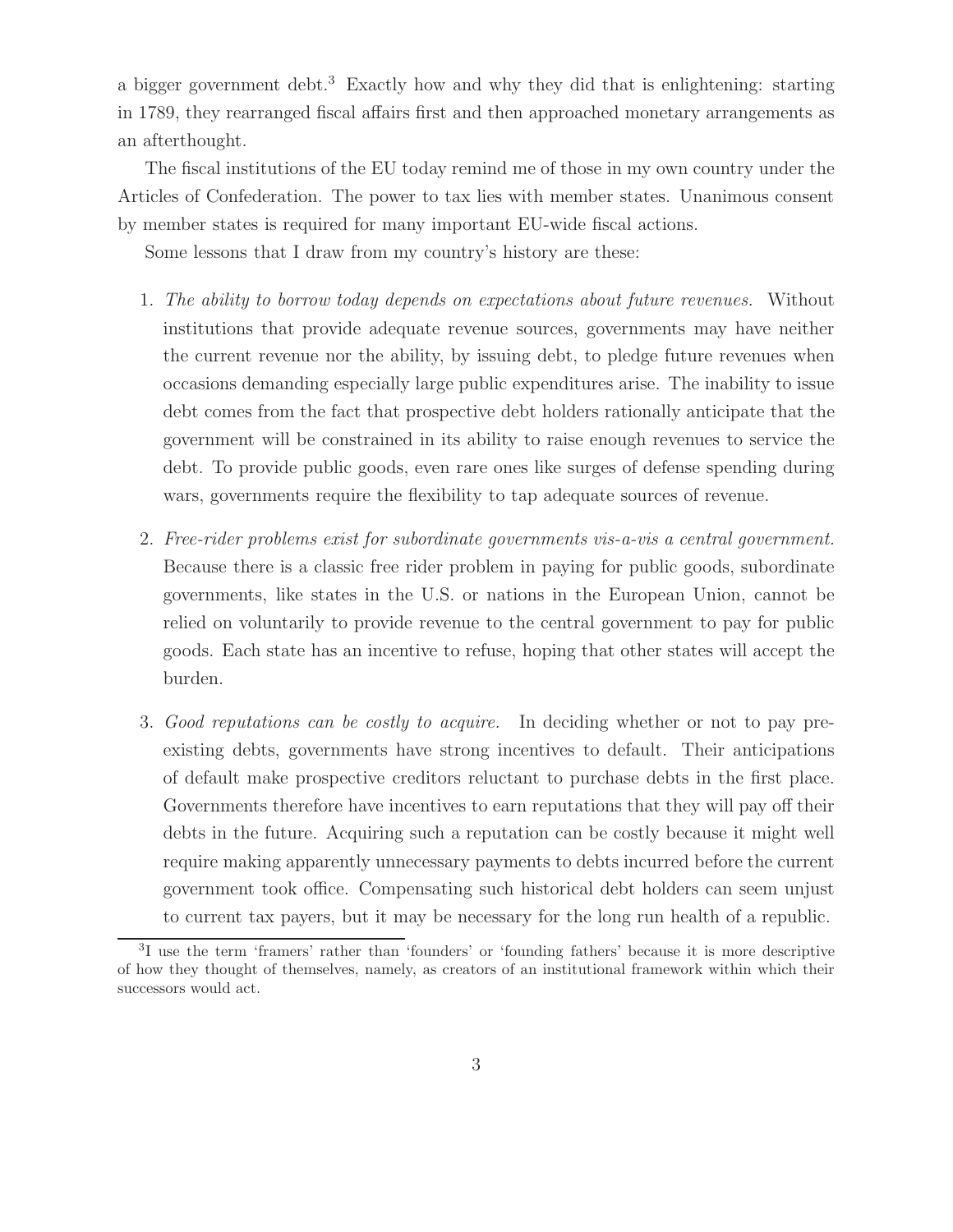a bigger government debt.[3] Exactly how and why they did that is enlightening: starting in 1789, they rearranged fiscal affairs first and then approached monetary arrangements as an afterthought.

The fiscal institutions of the EU today remind me of those in my own country under the Articles of Confederation. The power to tax lies with member states. Unanimous consent by member states is required for many important EU-wide fiscal actions.

Some lessons that I draw from my country's history are these:

1. *The ability to borrow today depends on expectations about future revenues.* Without institutions that provide adequate revenue sources, governments may have neither the current revenue nor the ability, by issuing debt, to pledge future revenues when occasions demanding especially large public expenditures arise. The inability to issue debt comes from the fact that prospective debt holders rationally anticipate that the government will be constrained in its ability to raise enough revenues to service the debt. To provide public goods, even rare ones like surges of defense spending during wars, governments require the flexibility to tap adequate sources of revenue.

2. *Free-rider problems exist for subordinate governments vis-a-vis a central government.* Because there is a classic free rider problem in paying for public goods, subordinate governments, like states in the U.S. or nations in the European Union, cannot be relied on voluntarily to provide revenue to the central government to pay for public goods. Each state has an incentive to refuse, hoping that other states will accept the burden.

3. *Good reputations can be costly to acquire.* In deciding whether or not to pay pre-existing debts, governments have strong incentives to default. Their anticipations of default make prospective creditors reluctant to purchase debts in the first place. Governments therefore have incentives to earn reputations that they will pay off their debts in the future. Acquiring such a reputation can be costly because it might well require making apparently unnecessary payments to debts incurred before the current government took office. Compensating such historical debt holders can seem unjust to current tax payers, but it may be necessary for the long run health of a republic.

[3] I use the term 'framers' rather than 'founders' or 'founding fathers' because it is more descriptive of how they thought of themselves, namely, as creators of an institutional framework within which their successors would act.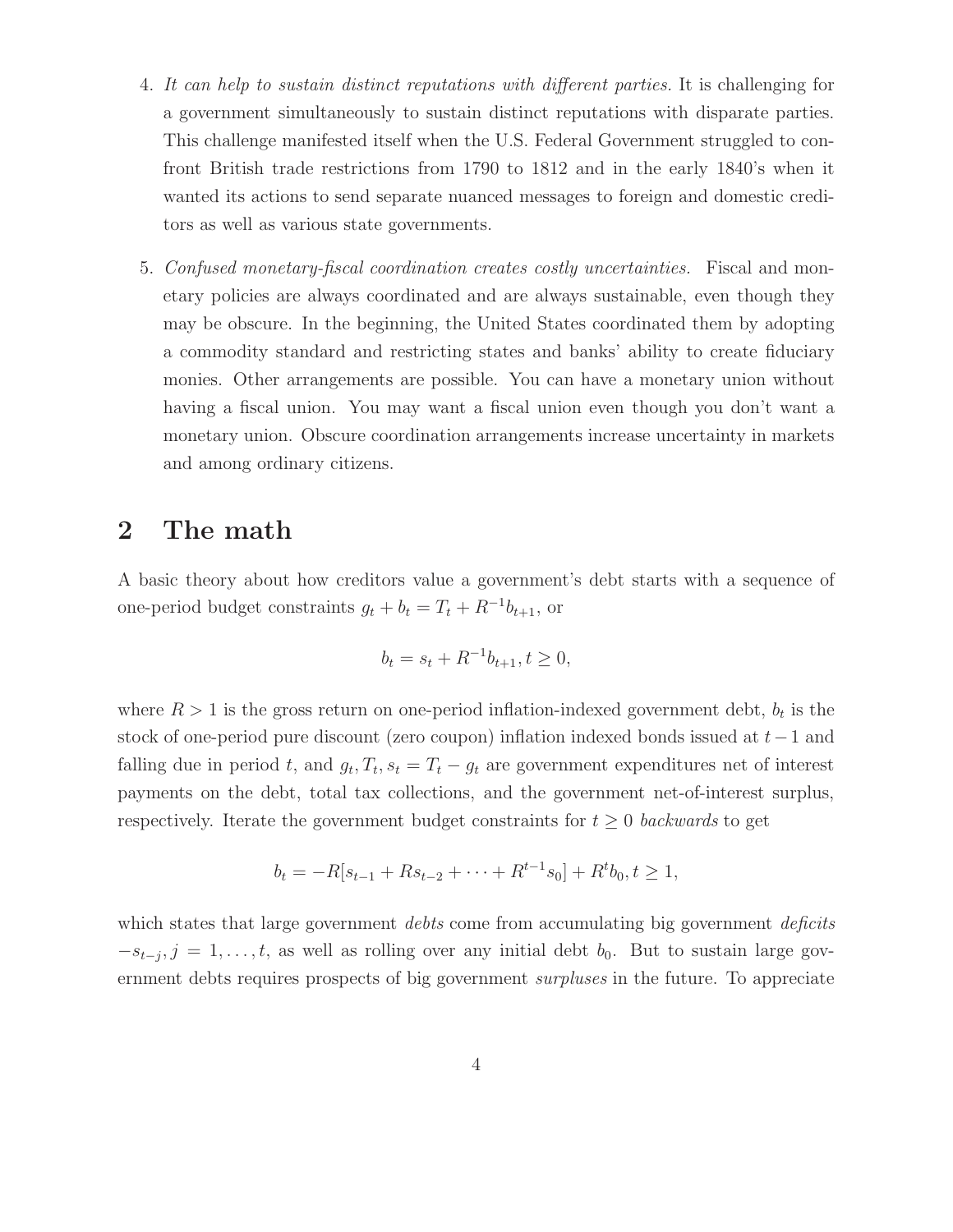4. *It can help to sustain distinct reputations with different parties.* It is challenging for a government simultaneously to sustain distinct reputations with disparate parties. This challenge manifested itself when the U.S. Federal Government struggled to confront British trade restrictions from 1790 to 1812 and in the early 1840's when it wanted its actions to send separate nuanced messages to foreign and domestic creditors as well as various state governments.

5. *Confused monetary-fiscal coordination creates costly uncertainties.* Fiscal and monetary policies are always coordinated and are always sustainable, even though they may be obscure. In the beginning, the United States coordinated them by adopting a commodity standard and restricting states and banks' ability to create fiduciary monies. Other arrangements are possible. You can have a monetary union without having a fiscal union. You may want a fiscal union even though you don't want a monetary union. Obscure coordination arrangements increase uncertainty in markets and among ordinary citizens.

## 2 The math

A basic theory about how creditors value a government's debt starts with a sequence of one-period budget constraints $g_t + b_t = T_t + R^{-1}b_{t+1}$, or

$$b_t = s_t + R^{-1}b_{t+1}, t \geq 0,$$

where $R > 1$ is the gross return on one-period inflation-indexed government debt, $b_t$ is the stock of one-period pure discount (zero coupon) inflation indexed bonds issued at $t-1$ and falling due in period $t$, and $g_t, T_t, s_t = T_t - g_t$ are government expenditures net of interest payments on the debt, total tax collections, and the government net-of-interest surplus, respectively. Iterate the government budget constraints for $t \geq 0$ *backwards* to get

$$b_t = -R[s_{t-1} + Rs_{t-2} + \cdots + R^{t-1}s_0] + R^t b_0, t \geq 1,$$

which states that large government *debts* come from accumulating big government *deficits* $-s_{t-j}, j = 1, \ldots, t$, as well as rolling over any initial debt $b_0$. But to sustain large government debts requires prospects of big government *surpluses* in the future. To appreciate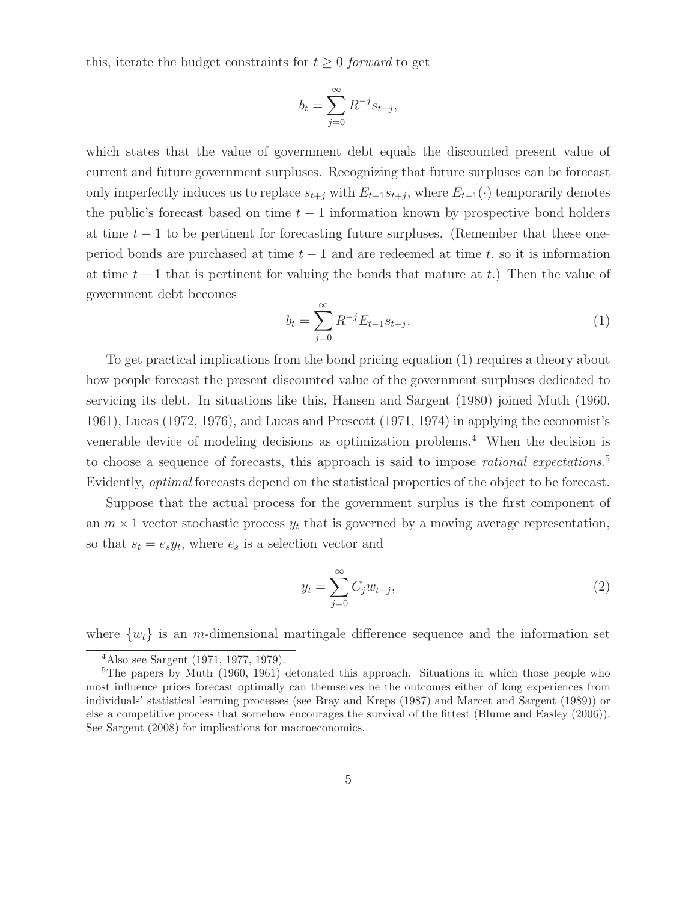this, iterate the budget constraints for $t \geq 0$ *forward* to get

$$b_t = \sum_{j=0}^{\infty} R^{-j} s_{t+j},$$

which states that the value of government debt equals the discounted present value of current and future government surpluses. Recognizing that future surpluses can be forecast only imperfectly induces us to replace $s_{t+j}$ with $E_{t-1} s_{t+j}$, where $E_{t-1}(\cdot)$ temporarily denotes the public's forecast based on time $t-1$ information known by prospective bond holders at time $t-1$ to be pertinent for forecasting future surpluses. (Remember that these one-period bonds are purchased at time $t-1$ and are redeemed at time $t$, so it is information at time $t-1$ that is pertinent for valuing the bonds that mature at $t$.) Then the value of government debt becomes

$$b_t = \sum_{j=0}^{\infty} R^{-j} E_{t-1} s_{t+j}. \tag{1}$$

To get practical implications from the bond pricing equation (1) requires a theory about how people forecast the present discounted value of the government surpluses dedicated to servicing its debt. In situations like this, Hansen and Sargent (1980) joined Muth (1960, 1961), Lucas (1972, 1976), and Lucas and Prescott (1971, 1974) in applying the economist's venerable device of modeling decisions as optimization problems.[4] When the decision is to choose a sequence of forecasts, this approach is said to impose *rational expectations*.[5] Evidently, *optimal* forecasts depend on the statistical properties of the object to be forecast.

Suppose that the actual process for the government surplus is the first component of an $m \times 1$ vector stochastic process $y_t$ that is governed by a moving average representation, so that $s_t = e_s y_t$, where $e_s$ is a selection vector and

$$y_t = \sum_{j=0}^{\infty} C_j w_{t-j}, \tag{2}$$

where $\{w_t\}$ is an $m$-dimensional martingale difference sequence and the information set

---

[4] Also see Sargent (1971, 1977, 1979).

[5] The papers by Muth (1960, 1961) detonated this approach. Situations in which those people who most influence prices forecast optimally can themselves be the outcomes either of long experiences from individuals' statistical learning processes (see Bray and Kreps (1987) and Marcet and Sargent (1989)) or else a competitive process that somehow encourages the survival of the fittest (Blume and Easley (2006)). See Sargent (2008) for implications for macroeconomics.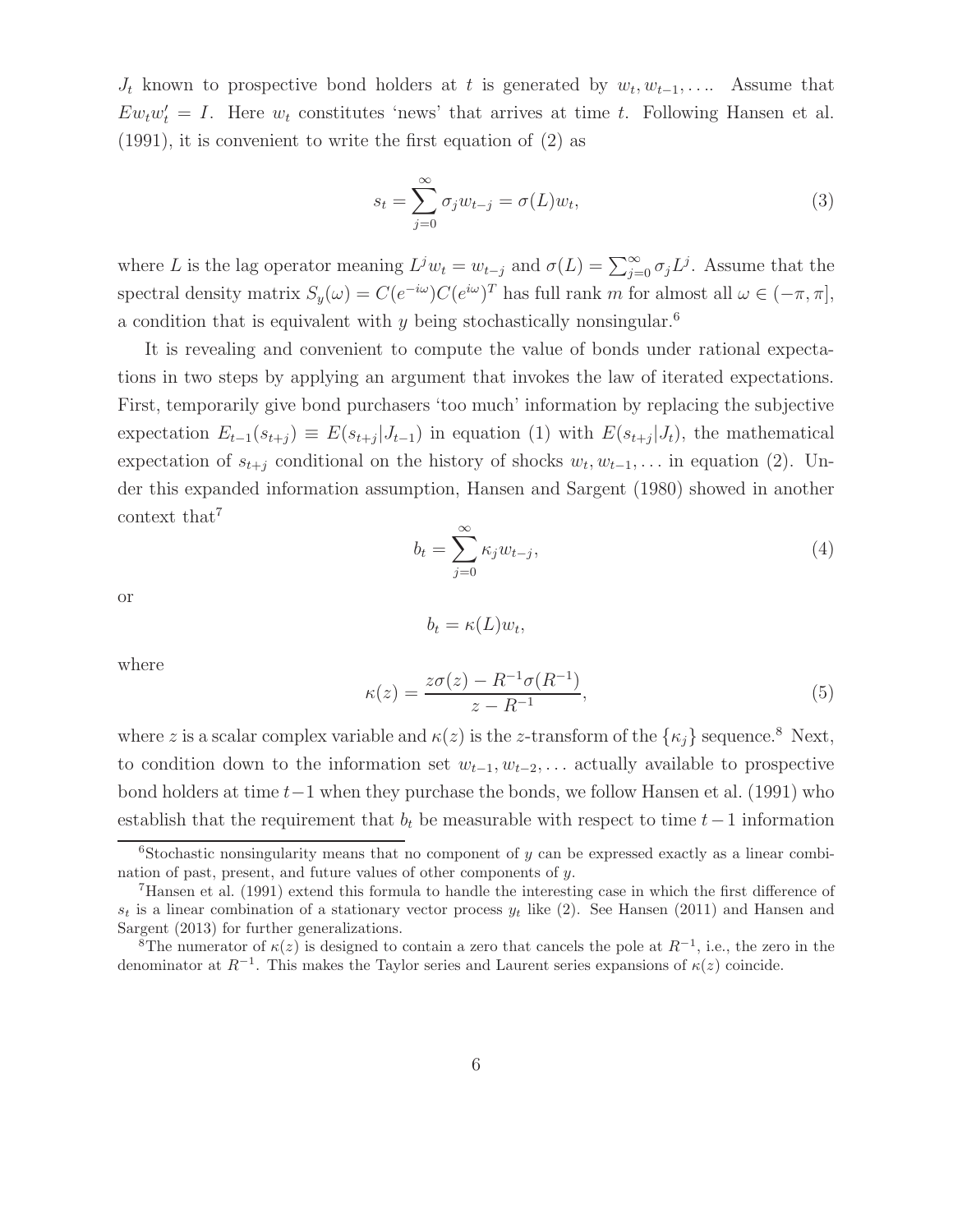$J_t$ known to prospective bond holders at $t$ is generated by $w_t, w_{t-1}, \ldots$. Assume that $E w_t w_t' = I$. Here $w_t$ constitutes 'news' that arrives at time $t$. Following Hansen et al. (1991), it is convenient to write the first equation of (2) as

$$s_t = \sum_{j=0}^{\infty} \sigma_j w_{t-j} = \sigma(L) w_t, \tag{3}$$

where $L$ is the lag operator meaning $L^j w_t = w_{t-j}$ and $\sigma(L) = \sum_{j=0}^{\infty} \sigma_j L^j$. Assume that the spectral density matrix $S_y(\omega) = C(e^{-i\omega})C(e^{i\omega})^T$ has full rank $m$ for almost all $\omega \in (-\pi, \pi]$, a condition that is equivalent with $y$ being stochastically nonsingular.[6]

It is revealing and convenient to compute the value of bonds under rational expectations in two steps by applying an argument that invokes the law of iterated expectations. First, temporarily give bond purchasers 'too much' information by replacing the subjective expectation $E_{t-1}(s_{t+j}) \equiv E(s_{t+j}|J_{t-1})$ in equation (1) with $E(s_{t+j}|J_t)$, the mathematical expectation of $s_{t+j}$ conditional on the history of shocks $w_t, w_{t-1}, \ldots$ in equation (2). Under this expanded information assumption, Hansen and Sargent (1980) showed in another context that[7]

$$b_t = \sum_{j=0}^{\infty} \kappa_j w_{t-j}, \tag{4}$$

or

$$b_t = \kappa(L) w_t,$$

where

$$\kappa(z) = \frac{z\sigma(z) - R^{-1}\sigma(R^{-1})}{z - R^{-1}}, \tag{5}$$

where $z$ is a scalar complex variable and $\kappa(z)$ is the $z$-transform of the $\{\kappa_j\}$ sequence.[8] Next, to condition down to the information set $w_{t-1}, w_{t-2}, \ldots$ actually available to prospective bond holders at time $t-1$ when they purchase the bonds, we follow Hansen et al. (1991) who establish that the requirement that $b_t$ be measurable with respect to time $t-1$ information

---

[6] Stochastic nonsingularity means that no component of $y$ can be expressed exactly as a linear combination of past, present, and future values of other components of $y$.

[7] Hansen et al. (1991) extend this formula to handle the interesting case in which the first difference of $s_t$ is a linear combination of a stationary vector process $y_t$ like (2). See Hansen (2011) and Hansen and Sargent (2013) for further generalizations.

[8] The numerator of $\kappa(z)$ is designed to contain a zero that cancels the pole at $R^{-1}$, i.e., the zero in the denominator at $R^{-1}$. This makes the Taylor series and Laurent series expansions of $\kappa(z)$ coincide.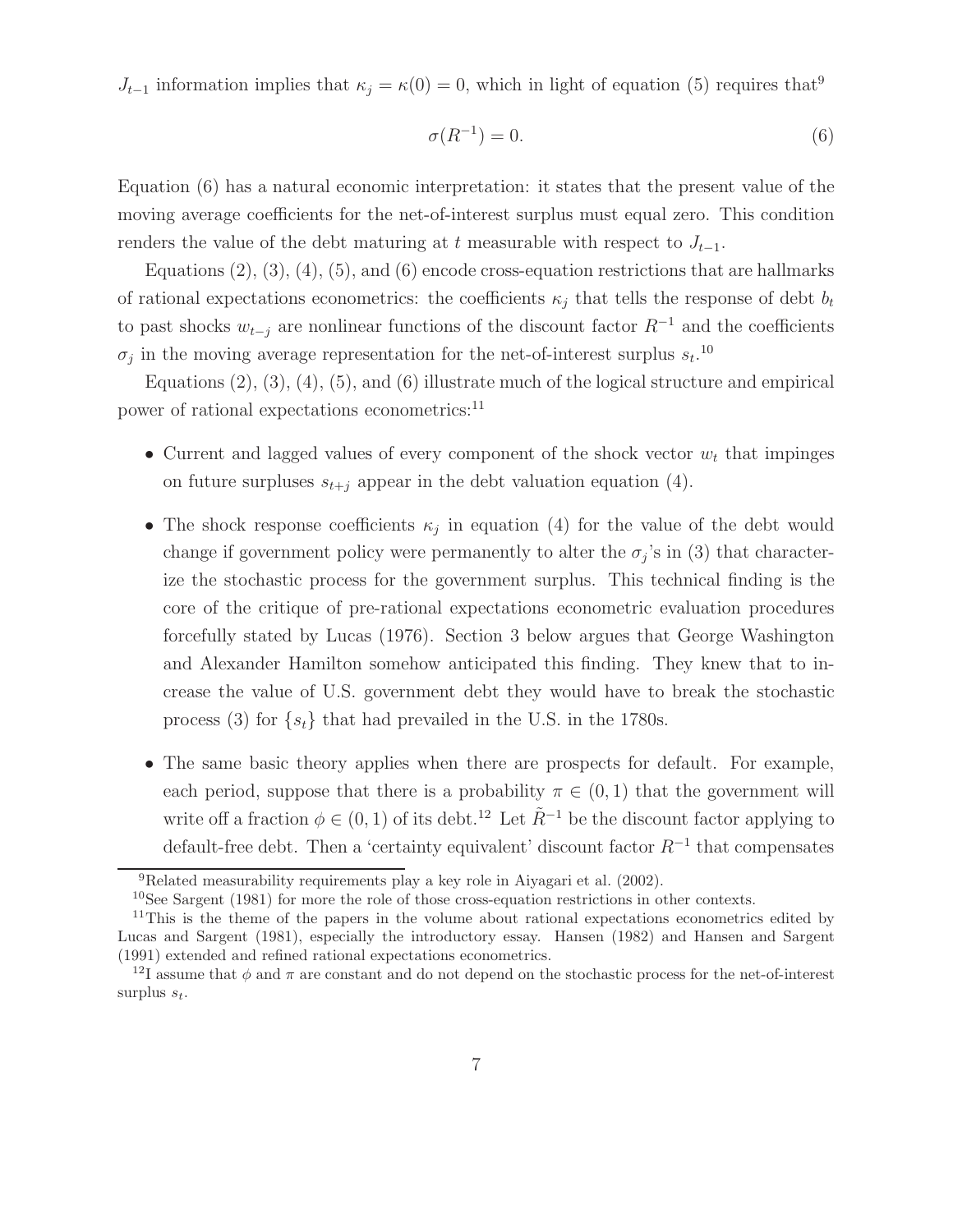$J_{t-1}$ information implies that $\kappa_j = \kappa(0) = 0$, which in light of equation (5) requires that[9]

$$\sigma(R^{-1}) = 0. \tag{6}$$

Equation (6) has a natural economic interpretation: it states that the present value of the moving average coefficients for the net-of-interest surplus must equal zero. This condition renders the value of the debt maturing at $t$ measurable with respect to $J_{t-1}$.

Equations (2), (3), (4), (5), and (6) encode cross-equation restrictions that are hallmarks of rational expectations econometrics: the coefficients $\kappa_j$ that tells the response of debt $b_t$ to past shocks $w_{t-j}$ are nonlinear functions of the discount factor $R^{-1}$ and the coefficients $\sigma_j$ in the moving average representation for the net-of-interest surplus $s_t$.[10]

Equations (2), (3), (4), (5), and (6) illustrate much of the logical structure and empirical power of rational expectations econometrics:[11]

- Current and lagged values of every component of the shock vector $w_t$ that impinges on future surpluses $s_{t+j}$ appear in the debt valuation equation (4).
- The shock response coefficients $\kappa_j$ in equation (4) for the value of the debt would change if government policy were permanently to alter the $\sigma_j$'s in (3) that characterize the stochastic process for the government surplus. This technical finding is the core of the critique of pre-rational expectations econometric evaluation procedures forcefully stated by Lucas (1976). Section 3 below argues that George Washington and Alexander Hamilton somehow anticipated this finding. They knew that to increase the value of U.S. government debt they would have to break the stochastic process (3) for $\{s_t\}$ that had prevailed in the U.S. in the 1780s.
- The same basic theory applies when there are prospects for default. For example, each period, suppose that there is a probability $\pi \in (0, 1)$ that the government will write off a fraction $\phi \in (0, 1)$ of its debt.[12] Let $\tilde{R}^{-1}$ be the discount factor applying to default-free debt. Then a 'certainty equivalent' discount factor $R^{-1}$ that compensates

[9]Related measurability requirements play a key role in Aiyagari et al. (2002).

[10]See Sargent (1981) for more the role of those cross-equation restrictions in other contexts.

[11]This is the theme of the papers in the volume about rational expectations econometrics edited by Lucas and Sargent (1981), especially the introductory essay. Hansen (1982) and Hansen and Sargent (1991) extended and refined rational expectations econometrics.

[12]I assume that $\phi$ and $\pi$ are constant and do not depend on the stochastic process for the net-of-interest surplus $s_t$.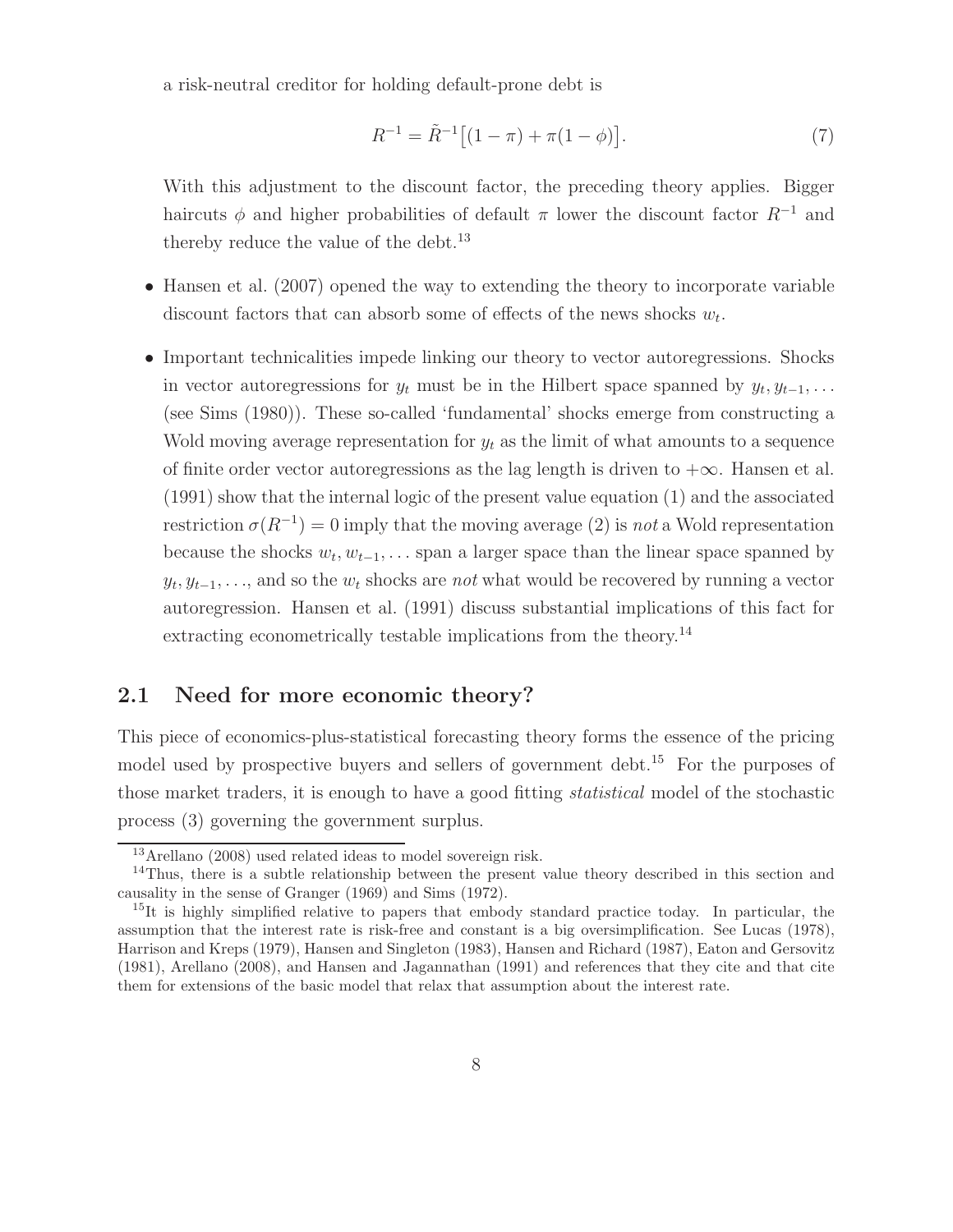a risk-neutral creditor for holding default-prone debt is

$$R^{-1} = \tilde{R}^{-1}\big[(1-\pi) + \pi(1-\phi)\big]. \tag{7}$$

With this adjustment to the discount factor, the preceding theory applies. Bigger haircuts $\phi$ and higher probabilities of default $\pi$ lower the discount factor $R^{-1}$ and thereby reduce the value of the debt.[13]

- Hansen et al. (2007) opened the way to extending the theory to incorporate variable discount factors that can absorb some of effects of the news shocks $w_t$.

- Important technicalities impede linking our theory to vector autoregressions. Shocks in vector autoregressions for $y_t$ must be in the Hilbert space spanned by $y_t, y_{t-1}, \ldots$ (see Sims (1980)). These so-called 'fundamental' shocks emerge from constructing a Wold moving average representation for $y_t$ as the limit of what amounts to a sequence of finite order vector autoregressions as the lag length is driven to $+\infty$. Hansen et al. (1991) show that the internal logic of the present value equation (1) and the associated restriction $\sigma(R^{-1}) = 0$ imply that the moving average (2) is *not* a Wold representation because the shocks $w_t, w_{t-1}, \ldots$ span a larger space than the linear space spanned by $y_t, y_{t-1}, \ldots$, and so the $w_t$ shocks are *not* what would be recovered by running a vector autoregression. Hansen et al. (1991) discuss substantial implications of this fact for extracting econometrically testable implications from the theory.[14]

## 2.1 Need for more economic theory?

This piece of economics-plus-statistical forecasting theory forms the essence of the pricing model used by prospective buyers and sellers of government debt.[15] For the purposes of those market traders, it is enough to have a good fitting *statistical* model of the stochastic process (3) governing the government surplus.

---

[13] Arellano (2008) used related ideas to model sovereign risk.

[14] Thus, there is a subtle relationship between the present value theory described in this section and causality in the sense of Granger (1969) and Sims (1972).

[15] It is highly simplified relative to papers that embody standard practice today. In particular, the assumption that the interest rate is risk-free and constant is a big oversimplification. See Lucas (1978), Harrison and Kreps (1979), Hansen and Singleton (1983), Hansen and Richard (1987), Eaton and Gersovitz (1981), Arellano (2008), and Hansen and Jagannathan (1991) and references that they cite and that cite them for extensions of the basic model that relax that assumption about the interest rate.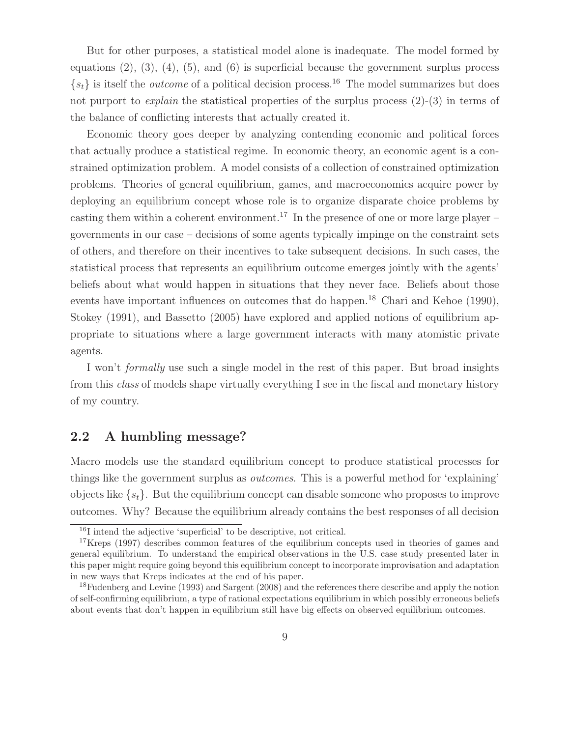But for other purposes, a statistical model alone is inadequate. The model formed by equations (2), (3), (4), (5), and (6) is superficial because the government surplus process $\{s_t\}$ is itself the *outcome* of a political decision process.[16] The model summarizes but does not purport to *explain* the statistical properties of the surplus process (2)-(3) in terms of the balance of conflicting interests that actually created it.

Economic theory goes deeper by analyzing contending economic and political forces that actually produce a statistical regime. In economic theory, an economic agent is a constrained optimization problem. A model consists of a collection of constrained optimization problems. Theories of general equilibrium, games, and macroeconomics acquire power by deploying an equilibrium concept whose role is to organize disparate choice problems by casting them within a coherent environment.[17] In the presence of one or more large player – governments in our case – decisions of some agents typically impinge on the constraint sets of others, and therefore on their incentives to take subsequent decisions. In such cases, the statistical process that represents an equilibrium outcome emerges jointly with the agents' beliefs about what would happen in situations that they never face. Beliefs about those events have important influences on outcomes that do happen.[18] Chari and Kehoe (1990), Stokey (1991), and Bassetto (2005) have explored and applied notions of equilibrium appropriate to situations where a large government interacts with many atomistic private agents.

I won't *formally* use such a single model in the rest of this paper. But broad insights from this *class* of models shape virtually everything I see in the fiscal and monetary history of my country.

## 2.2 A humbling message?

Macro models use the standard equilibrium concept to produce statistical processes for things like the government surplus as *outcomes*. This is a powerful method for 'explaining' objects like $\{s_t\}$. But the equilibrium concept can disable someone who proposes to improve outcomes. Why? Because the equilibrium already contains the best responses of all decision

[16] I intend the adjective 'superficial' to be descriptive, not critical.

[17] Kreps (1997) describes common features of the equilibrium concepts used in theories of games and general equilibrium. To understand the empirical observations in the U.S. case study presented later in this paper might require going beyond this equilibrium concept to incorporate improvisation and adaptation in new ways that Kreps indicates at the end of his paper.

[18] Fudenberg and Levine (1993) and Sargent (2008) and the references there describe and apply the notion of self-confirming equilibrium, a type of rational expectations equilibrium in which possibly erroneous beliefs about events that don't happen in equilibrium still have big effects on observed equilibrium outcomes.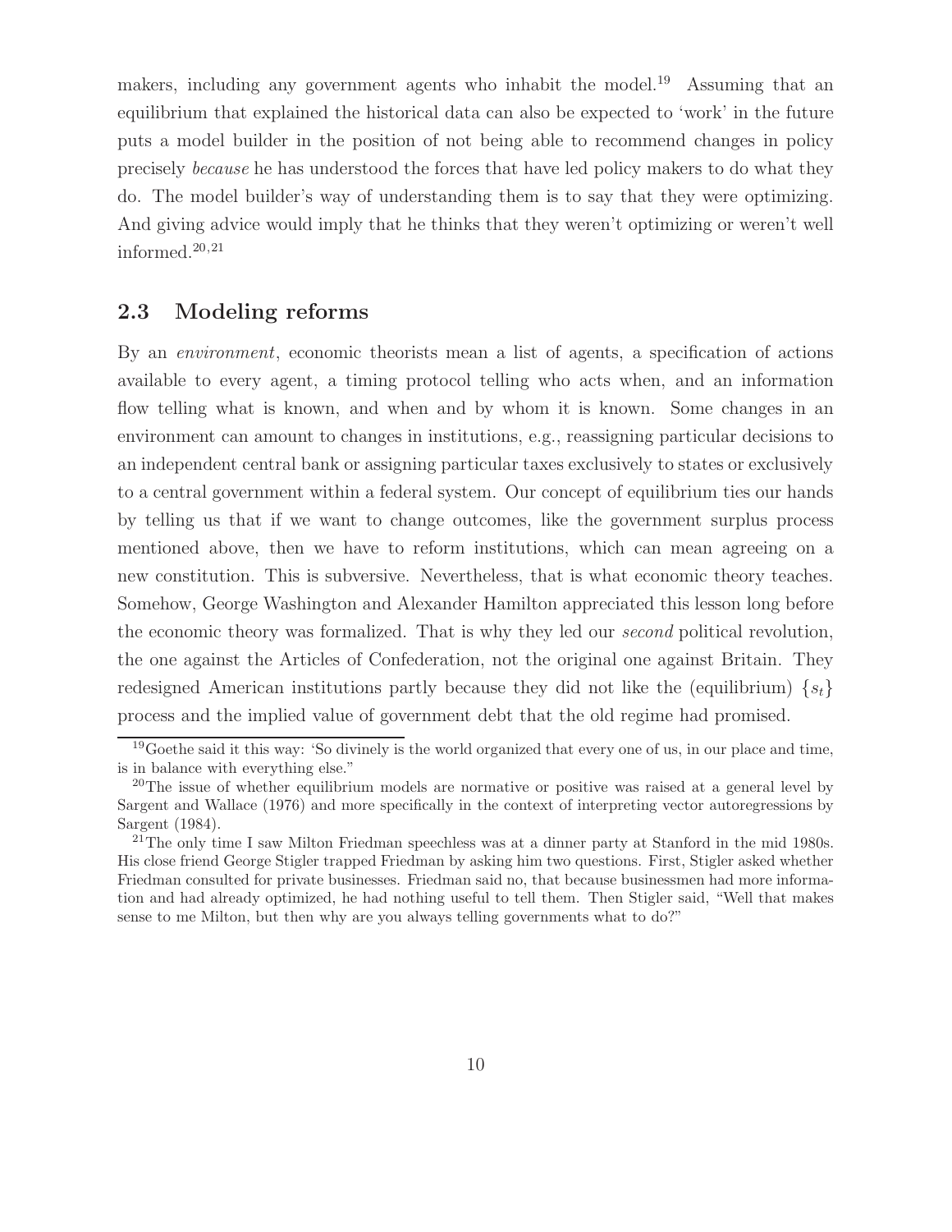makers, including any government agents who inhabit the model.[19] Assuming that an equilibrium that explained the historical data can also be expected to 'work' in the future puts a model builder in the position of not being able to recommend changes in policy precisely *because* he has understood the forces that have led policy makers to do what they do. The model builder's way of understanding them is to say that they were optimizing. And giving advice would imply that he thinks that they weren't optimizing or weren't well informed.[20,21]

## 2.3 Modeling reforms

By an *environment*, economic theorists mean a list of agents, a specification of actions available to every agent, a timing protocol telling who acts when, and an information flow telling what is known, and when and by whom it is known. Some changes in an environment can amount to changes in institutions, e.g., reassigning particular decisions to an independent central bank or assigning particular taxes exclusively to states or exclusively to a central government within a federal system. Our concept of equilibrium ties our hands by telling us that if we want to change outcomes, like the government surplus process mentioned above, then we have to reform institutions, which can mean agreeing on a new constitution. This is subversive. Nevertheless, that is what economic theory teaches. Somehow, George Washington and Alexander Hamilton appreciated this lesson long before the economic theory was formalized. That is why they led our *second* political revolution, the one against the Articles of Confederation, not the original one against Britain. They redesigned American institutions partly because they did not like the (equilibrium) $\{s_t\}$ process and the implied value of government debt that the old regime had promised.

[19] Goethe said it this way: 'So divinely is the world organized that every one of us, in our place and time, is in balance with everything else."

[20] The issue of whether equilibrium models are normative or positive was raised at a general level by Sargent and Wallace (1976) and more specifically in the context of interpreting vector autoregressions by Sargent (1984).

[21] The only time I saw Milton Friedman speechless was at a dinner party at Stanford in the mid 1980s. His close friend George Stigler trapped Friedman by asking him two questions. First, Stigler asked whether Friedman consulted for private businesses. Friedman said no, that because businessmen had more information and had already optimized, he had nothing useful to tell them. Then Stigler said, "Well that makes sense to me Milton, but then why are you always telling governments what to do?"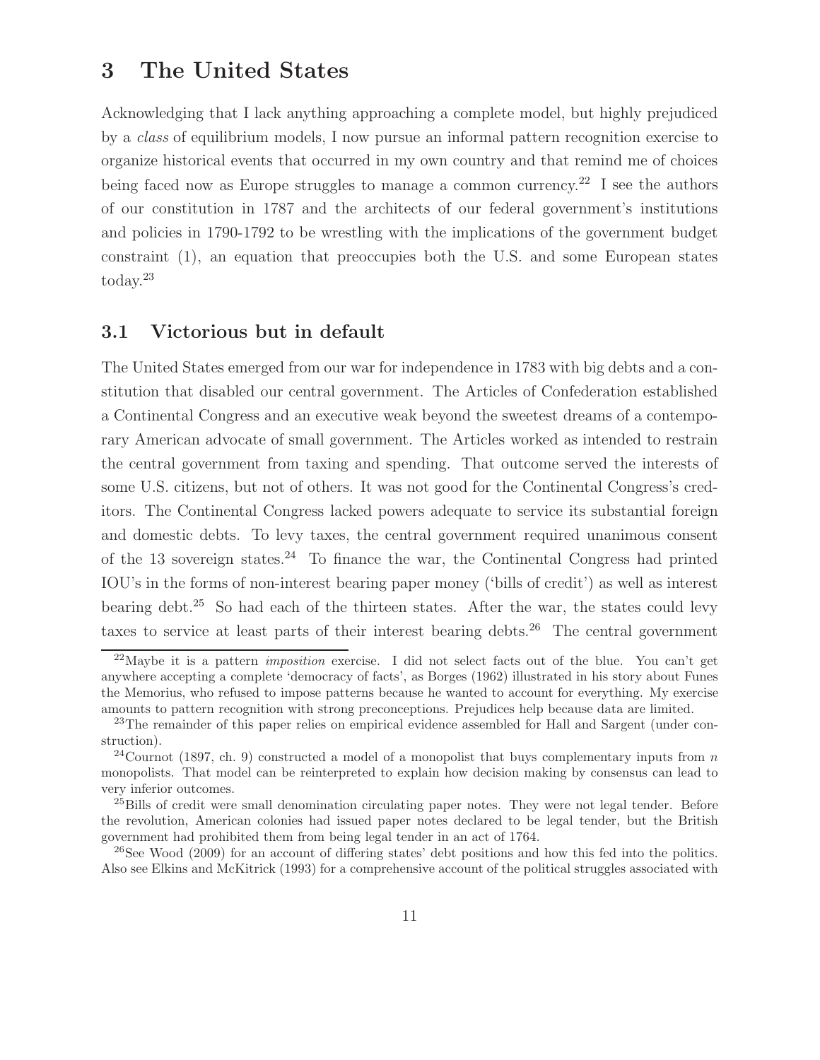# 3 The United States

Acknowledging that I lack anything approaching a complete model, but highly prejudiced by a *class* of equilibrium models, I now pursue an informal pattern recognition exercise to organize historical events that occurred in my own country and that remind me of choices being faced now as Europe struggles to manage a common currency.[22] I see the authors of our constitution in 1787 and the architects of our federal government's institutions and policies in 1790-1792 to be wrestling with the implications of the government budget constraint (1), an equation that preoccupies both the U.S. and some European states today.[23]

## 3.1 Victorious but in default

The United States emerged from our war for independence in 1783 with big debts and a constitution that disabled our central government. The Articles of Confederation established a Continental Congress and an executive weak beyond the sweetest dreams of a contemporary American advocate of small government. The Articles worked as intended to restrain the central government from taxing and spending. That outcome served the interests of some U.S. citizens, but not of others. It was not good for the Continental Congress's creditors. The Continental Congress lacked powers adequate to service its substantial foreign and domestic debts. To levy taxes, the central government required unanimous consent of the 13 sovereign states.[24] To finance the war, the Continental Congress had printed IOU's in the forms of non-interest bearing paper money ('bills of credit') as well as interest bearing debt.[25] So had each of the thirteen states. After the war, the states could levy taxes to service at least parts of their interest bearing debts.[26] The central government

[22] Maybe it is a pattern *imposition* exercise. I did not select facts out of the blue. You can't get anywhere accepting a complete 'democracy of facts', as Borges (1962) illustrated in his story about Funes the Memorius, who refused to impose patterns because he wanted to account for everything. My exercise amounts to pattern recognition with strong preconceptions. Prejudices help because data are limited.

[23] The remainder of this paper relies on empirical evidence assembled for Hall and Sargent (under construction).

[24] Cournot (1897, ch. 9) constructed a model of a monopolist that buys complementary inputs from $n$ monopolists. That model can be reinterpreted to explain how decision making by consensus can lead to very inferior outcomes.

[25] Bills of credit were small denomination circulating paper notes. They were not legal tender. Before the revolution, American colonies had issued paper notes declared to be legal tender, but the British government had prohibited them from being legal tender in an act of 1764.

[26] See Wood (2009) for an account of differing states' debt positions and how this fed into the politics. Also see Elkins and McKitrick (1993) for a comprehensive account of the political struggles associated with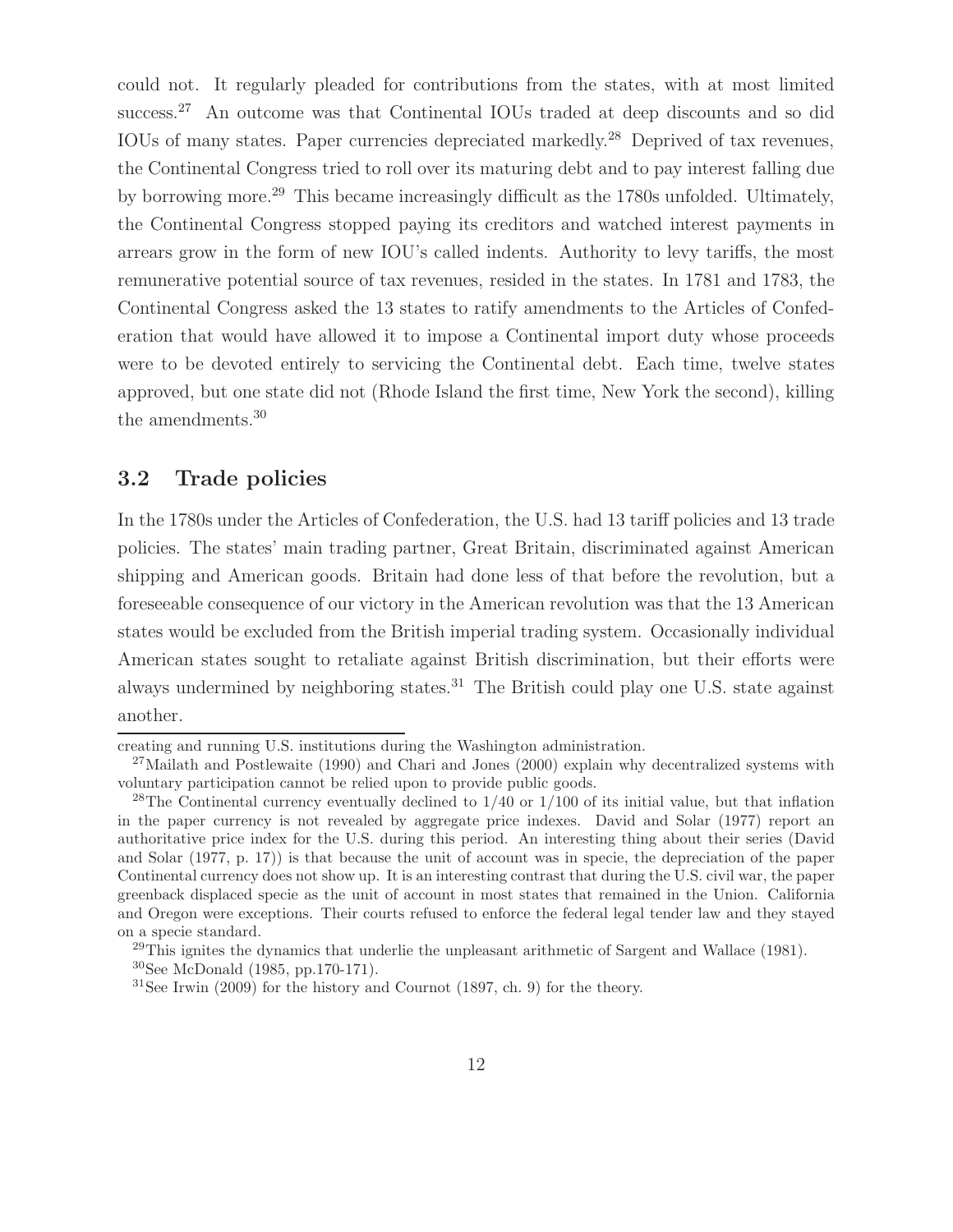could not. It regularly pleaded for contributions from the states, with at most limited success.[27] An outcome was that Continental IOUs traded at deep discounts and so did IOUs of many states. Paper currencies depreciated markedly.[28] Deprived of tax revenues, the Continental Congress tried to roll over its maturing debt and to pay interest falling due by borrowing more.[29] This became increasingly difficult as the 1780s unfolded. Ultimately, the Continental Congress stopped paying its creditors and watched interest payments in arrears grow in the form of new IOU's called indents. Authority to levy tariffs, the most remunerative potential source of tax revenues, resided in the states. In 1781 and 1783, the Continental Congress asked the 13 states to ratify amendments to the Articles of Confederation that would have allowed it to impose a Continental import duty whose proceeds were to be devoted entirely to servicing the Continental debt. Each time, twelve states approved, but one state did not (Rhode Island the first time, New York the second), killing the amendments.[30]

## 3.2 Trade policies

In the 1780s under the Articles of Confederation, the U.S. had 13 tariff policies and 13 trade policies. The states' main trading partner, Great Britain, discriminated against American shipping and American goods. Britain had done less of that before the revolution, but a foreseeable consequence of our victory in the American revolution was that the 13 American states would be excluded from the British imperial trading system. Occasionally individual American states sought to retaliate against British discrimination, but their efforts were always undermined by neighboring states.[31] The British could play one U.S. state against another.

---

creating and running U.S. institutions during the Washington administration.

[27] Mailath and Postlewaite (1990) and Chari and Jones (2000) explain why decentralized systems with voluntary participation cannot be relied upon to provide public goods.

[28] The Continental currency eventually declined to 1/40 or 1/100 of its initial value, but that inflation in the paper currency is not revealed by aggregate price indexes. David and Solar (1977) report an authoritative price index for the U.S. during this period. An interesting thing about their series (David and Solar (1977, p. 17)) is that because the unit of account was in specie, the depreciation of the paper Continental currency does not show up. It is an interesting contrast that during the U.S. civil war, the paper greenback displaced specie as the unit of account in most states that remained in the Union. California and Oregon were exceptions. Their courts refused to enforce the federal legal tender law and they stayed on a specie standard.

[29] This ignites the dynamics that underlie the unpleasant arithmetic of Sargent and Wallace (1981).

[30] See McDonald (1985, pp.170-171).

[31] See Irwin (2009) for the history and Cournot (1897, ch. 9) for the theory.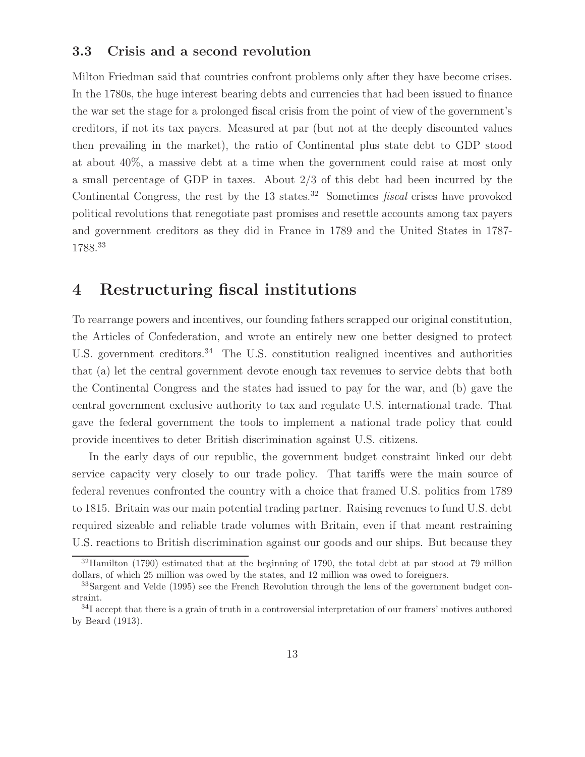### 3.3 Crisis and a second revolution

Milton Friedman said that countries confront problems only after they have become crises. In the 1780s, the huge interest bearing debts and currencies that had been issued to finance the war set the stage for a prolonged fiscal crisis from the point of view of the government's creditors, if not its tax payers. Measured at par (but not at the deeply discounted values then prevailing in the market), the ratio of Continental plus state debt to GDP stood at about 40%, a massive debt at a time when the government could raise at most only a small percentage of GDP in taxes. About 2/3 of this debt had been incurred by the Continental Congress, the rest by the 13 states.[32] Sometimes *fiscal* crises have provoked political revolutions that renegotiate past promises and resettle accounts among tax payers and government creditors as they did in France in 1789 and the United States in 1787-1788.[33]

## 4 Restructuring fiscal institutions

To rearrange powers and incentives, our founding fathers scrapped our original constitution, the Articles of Confederation, and wrote an entirely new one better designed to protect U.S. government creditors.[34] The U.S. constitution realigned incentives and authorities that (a) let the central government devote enough tax revenues to service debts that both the Continental Congress and the states had issued to pay for the war, and (b) gave the central government exclusive authority to tax and regulate U.S. international trade. That gave the federal government the tools to implement a national trade policy that could provide incentives to deter British discrimination against U.S. citizens.

In the early days of our republic, the government budget constraint linked our debt service capacity very closely to our trade policy. That tariffs were the main source of federal revenues confronted the country with a choice that framed U.S. politics from 1789 to 1815. Britain was our main potential trading partner. Raising revenues to fund U.S. debt required sizeable and reliable trade volumes with Britain, even if that meant restraining U.S. reactions to British discrimination against our goods and our ships. But because they

[32] Hamilton (1790) estimated that at the beginning of 1790, the total debt at par stood at 79 million dollars, of which 25 million was owed by the states, and 12 million was owed to foreigners.

[33] Sargent and Velde (1995) see the French Revolution through the lens of the government budget constraint.

[34] I accept that there is a grain of truth in a controversial interpretation of our framers' motives authored by Beard (1913).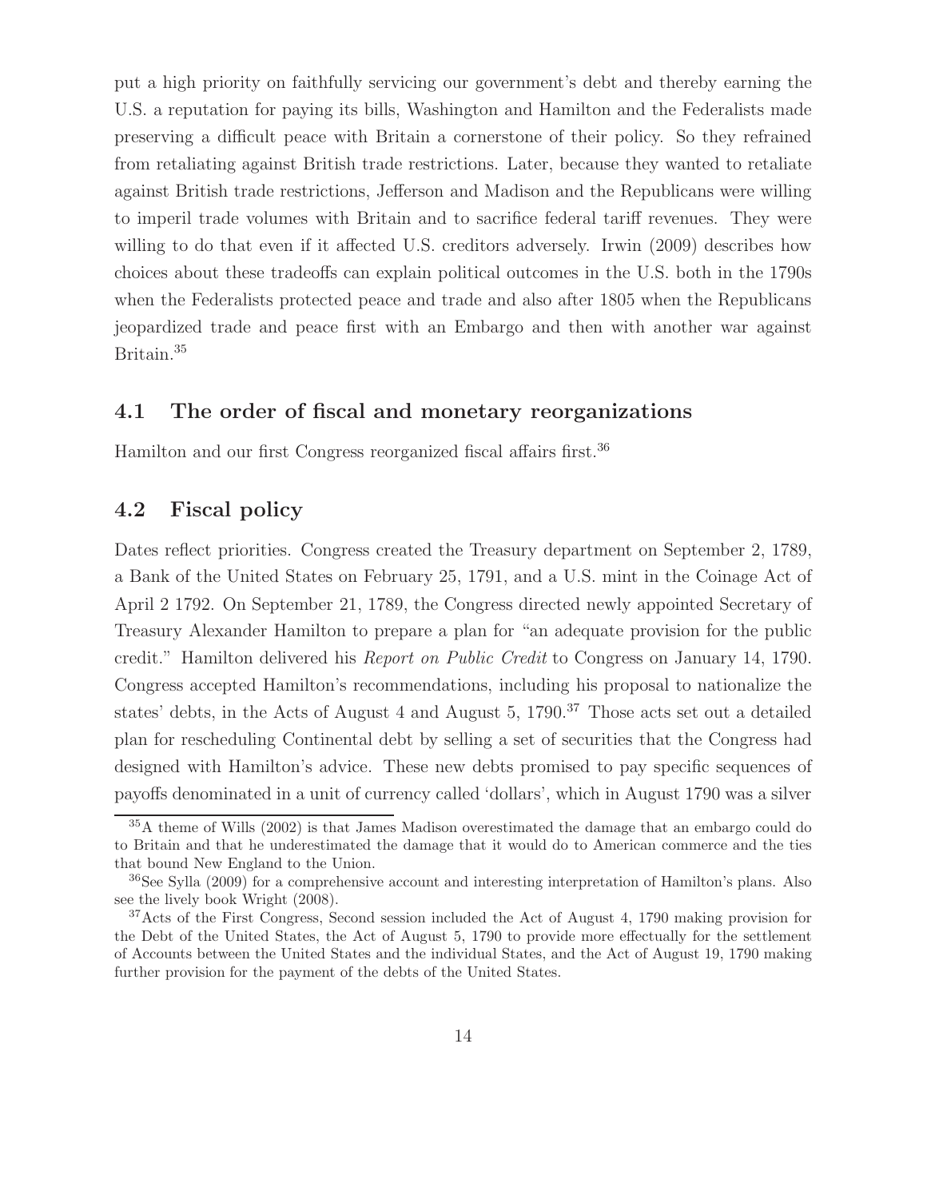put a high priority on faithfully servicing our government's debt and thereby earning the U.S. a reputation for paying its bills, Washington and Hamilton and the Federalists made preserving a difficult peace with Britain a cornerstone of their policy. So they refrained from retaliating against British trade restrictions. Later, because they wanted to retaliate against British trade restrictions, Jefferson and Madison and the Republicans were willing to imperil trade volumes with Britain and to sacrifice federal tariff revenues. They were willing to do that even if it affected U.S. creditors adversely. Irwin (2009) describes how choices about these tradeoffs can explain political outcomes in the U.S. both in the 1790s when the Federalists protected peace and trade and also after 1805 when the Republicans jeopardized trade and peace first with an Embargo and then with another war against Britain.[35]

## 4.1 The order of fiscal and monetary reorganizations

Hamilton and our first Congress reorganized fiscal affairs first.[36]

## 4.2 Fiscal policy

Dates reflect priorities. Congress created the Treasury department on September 2, 1789, a Bank of the United States on February 25, 1791, and a U.S. mint in the Coinage Act of April 2 1792. On September 21, 1789, the Congress directed newly appointed Secretary of Treasury Alexander Hamilton to prepare a plan for "an adequate provision for the public credit." Hamilton delivered his *Report on Public Credit* to Congress on January 14, 1790. Congress accepted Hamilton's recommendations, including his proposal to nationalize the states' debts, in the Acts of August 4 and August 5, 1790.[37] Those acts set out a detailed plan for rescheduling Continental debt by selling a set of securities that the Congress had designed with Hamilton's advice. These new debts promised to pay specific sequences of payoffs denominated in a unit of currency called 'dollars', which in August 1790 was a silver

[35] A theme of Wills (2002) is that James Madison overestimated the damage that an embargo could do to Britain and that he underestimated the damage that it would do to American commerce and the ties that bound New England to the Union.

[36] See Sylla (2009) for a comprehensive account and interesting interpretation of Hamilton's plans. Also see the lively book Wright (2008).

[37] Acts of the First Congress, Second session included the Act of August 4, 1790 making provision for the Debt of the United States, the Act of August 5, 1790 to provide more effectually for the settlement of Accounts between the United States and the individual States, and the Act of August 19, 1790 making further provision for the payment of the debts of the United States.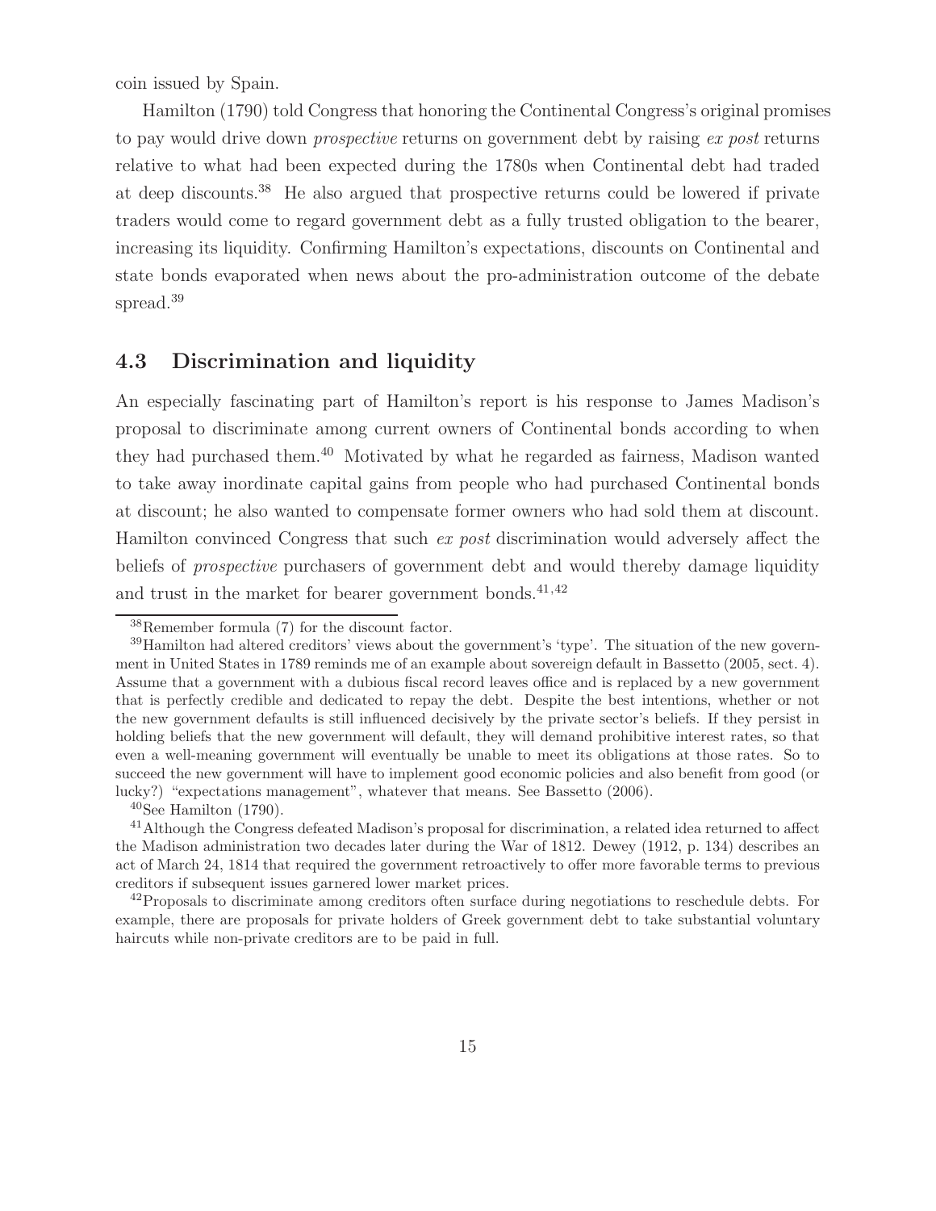coin issued by Spain.

Hamilton (1790) told Congress that honoring the Continental Congress's original promises to pay would drive down *prospective* returns on government debt by raising *ex post* returns relative to what had been expected during the 1780s when Continental debt had traded at deep discounts.[38] He also argued that prospective returns could be lowered if private traders would come to regard government debt as a fully trusted obligation to the bearer, increasing its liquidity. Confirming Hamilton's expectations, discounts on Continental and state bonds evaporated when news about the pro-administration outcome of the debate spread.[39]

## 4.3 Discrimination and liquidity

An especially fascinating part of Hamilton's report is his response to James Madison's proposal to discriminate among current owners of Continental bonds according to when they had purchased them.[40] Motivated by what he regarded as fairness, Madison wanted to take away inordinate capital gains from people who had purchased Continental bonds at discount; he also wanted to compensate former owners who had sold them at discount. Hamilton convinced Congress that such *ex post* discrimination would adversely affect the beliefs of *prospective* purchasers of government debt and would thereby damage liquidity and trust in the market for bearer government bonds.[41,42]

---

[38] Remember formula (7) for the discount factor.

[39] Hamilton had altered creditors' views about the government's 'type'. The situation of the new government in United States in 1789 reminds me of an example about sovereign default in Bassetto (2005, sect. 4). Assume that a government with a dubious fiscal record leaves office and is replaced by a new government that is perfectly credible and dedicated to repay the debt. Despite the best intentions, whether or not the new government defaults is still influenced decisively by the private sector's beliefs. If they persist in holding beliefs that the new government will default, they will demand prohibitive interest rates, so that even a well-meaning government will eventually be unable to meet its obligations at those rates. So to succeed the new government will have to implement good economic policies and also benefit from good (or lucky?) "expectations management", whatever that means. See Bassetto (2006).

[40] See Hamilton (1790).

[41] Although the Congress defeated Madison's proposal for discrimination, a related idea returned to affect the Madison administration two decades later during the War of 1812. Dewey (1912, p. 134) describes an act of March 24, 1814 that required the government retroactively to offer more favorable terms to previous creditors if subsequent issues garnered lower market prices.

[42] Proposals to discriminate among creditors often surface during negotiations to reschedule debts. For example, there are proposals for private holders of Greek government debt to take substantial voluntary haircuts while non-private creditors are to be paid in full.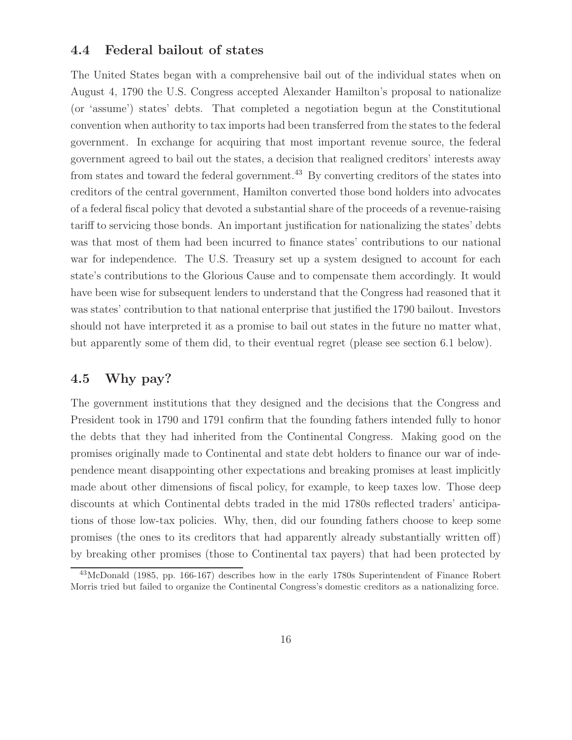### 4.4 Federal bailout of states

The United States began with a comprehensive bail out of the individual states when on August 4, 1790 the U.S. Congress accepted Alexander Hamilton's proposal to nationalize (or 'assume') states' debts. That completed a negotiation begun at the Constitutional convention when authority to tax imports had been transferred from the states to the federal government. In exchange for acquiring that most important revenue source, the federal government agreed to bail out the states, a decision that realigned creditors' interests away from states and toward the federal government.[43] By converting creditors of the states into creditors of the central government, Hamilton converted those bond holders into advocates of a federal fiscal policy that devoted a substantial share of the proceeds of a revenue-raising tariff to servicing those bonds. An important justification for nationalizing the states' debts was that most of them had been incurred to finance states' contributions to our national war for independence. The U.S. Treasury set up a system designed to account for each state's contributions to the Glorious Cause and to compensate them accordingly. It would have been wise for subsequent lenders to understand that the Congress had reasoned that it was states' contribution to that national enterprise that justified the 1790 bailout. Investors should not have interpreted it as a promise to bail out states in the future no matter what, but apparently some of them did, to their eventual regret (please see section 6.1 below).

### 4.5 Why pay?

The government institutions that they designed and the decisions that the Congress and President took in 1790 and 1791 confirm that the founding fathers intended fully to honor the debts that they had inherited from the Continental Congress. Making good on the promises originally made to Continental and state debt holders to finance our war of independence meant disappointing other expectations and breaking promises at least implicitly made about other dimensions of fiscal policy, for example, to keep taxes low. Those deep discounts at which Continental debts traded in the mid 1780s reflected traders' anticipations of those low-tax policies. Why, then, did our founding fathers choose to keep some promises (the ones to its creditors that had apparently already substantially written off) by breaking other promises (those to Continental tax payers) that had been protected by

[43] McDonald (1985, pp. 166-167) describes how in the early 1780s Superintendent of Finance Robert Morris tried but failed to organize the Continental Congress's domestic creditors as a nationalizing force.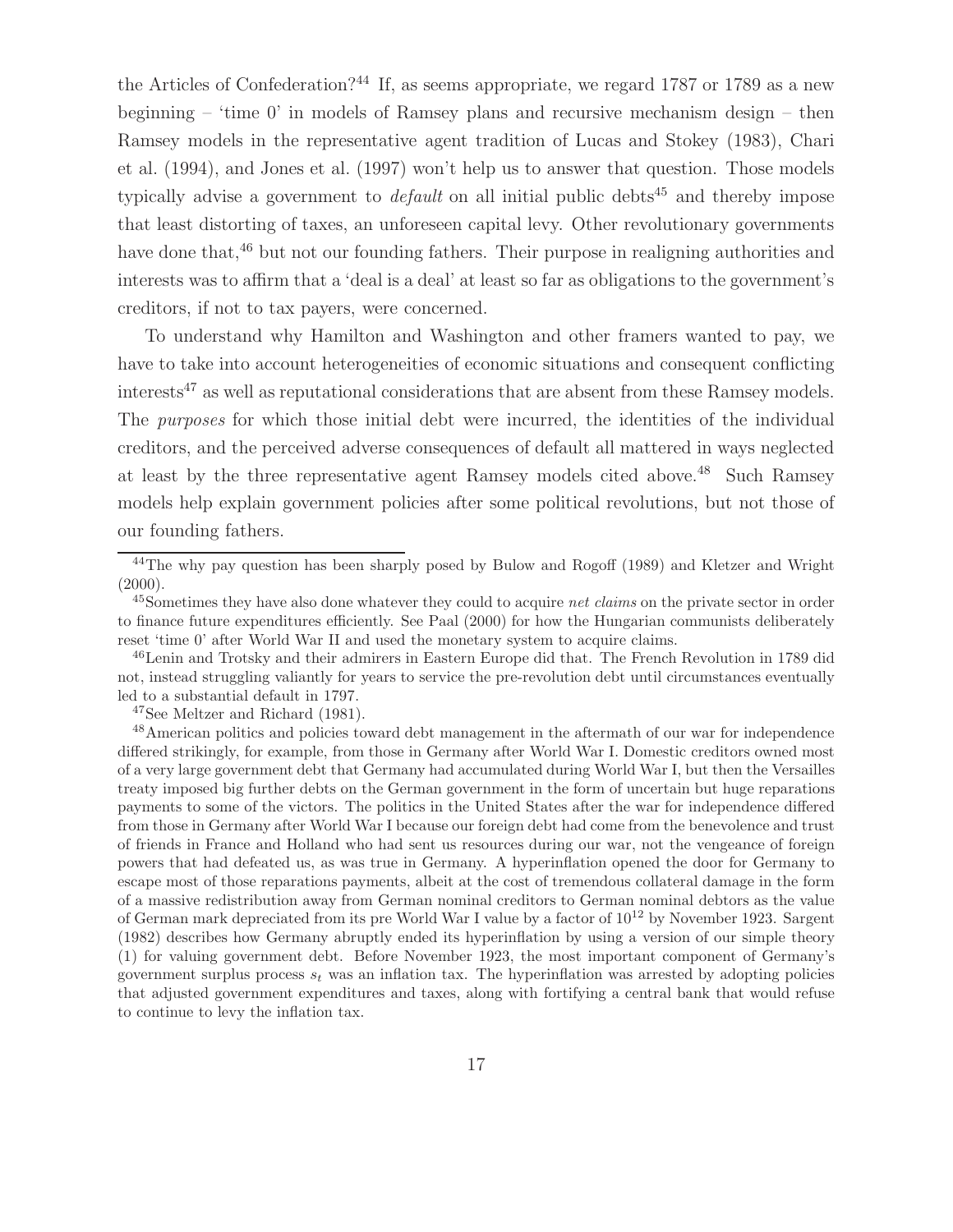the Articles of Confederation?[44] If, as seems appropriate, we regard 1787 or 1789 as a new beginning – 'time 0' in models of Ramsey plans and recursive mechanism design – then Ramsey models in the representative agent tradition of Lucas and Stokey (1983), Chari et al. (1994), and Jones et al. (1997) won't help us to answer that question. Those models typically advise a government to *default* on all initial public debts[45] and thereby impose that least distorting of taxes, an unforeseen capital levy. Other revolutionary governments have done that,[46] but not our founding fathers. Their purpose in realigning authorities and interests was to affirm that a 'deal is a deal' at least so far as obligations to the government's creditors, if not to tax payers, were concerned.

To understand why Hamilton and Washington and other framers wanted to pay, we have to take into account heterogeneities of economic situations and consequent conflicting interests[47] as well as reputational considerations that are absent from these Ramsey models. The *purposes* for which those initial debt were incurred, the identities of the individual creditors, and the perceived adverse consequences of default all mattered in ways neglected at least by the three representative agent Ramsey models cited above.[48] Such Ramsey models help explain government policies after some political revolutions, but not those of our founding fathers.

[44] The why pay question has been sharply posed by Bulow and Rogoff (1989) and Kletzer and Wright (2000).

[45] Sometimes they have also done whatever they could to acquire *net claims* on the private sector in order to finance future expenditures efficiently. See Paal (2000) for how the Hungarian communists deliberately reset 'time 0' after World War II and used the monetary system to acquire claims.

[46] Lenin and Trotsky and their admirers in Eastern Europe did that. The French Revolution in 1789 did not, instead struggling valiantly for years to service the pre-revolution debt until circumstances eventually led to a substantial default in 1797.

[47] See Meltzer and Richard (1981).

[48] American politics and policies toward debt management in the aftermath of our war for independence differed strikingly, for example, from those in Germany after World War I. Domestic creditors owned most of a very large government debt that Germany had accumulated during World War I, but then the Versailles treaty imposed big further debts on the German government in the form of uncertain but huge reparations payments to some of the victors. The politics in the United States after the war for independence differed from those in Germany after World War I because our foreign debt had come from the benevolence and trust of friends in France and Holland who had sent us resources during our war, not the vengeance of foreign powers that had defeated us, as was true in Germany. A hyperinflation opened the door for Germany to escape most of those reparations payments, albeit at the cost of tremendous collateral damage in the form of a massive redistribution away from German nominal creditors to German nominal debtors as the value of German mark depreciated from its pre World War I value by a factor of $10^{12}$ by November 1923. Sargent (1982) describes how Germany abruptly ended its hyperinflation by using a version of our simple theory (1) for valuing government debt. Before November 1923, the most important component of Germany's government surplus process $s_t$ was an inflation tax. The hyperinflation was arrested by adopting policies that adjusted government expenditures and taxes, along with fortifying a central bank that would refuse to continue to levy the inflation tax.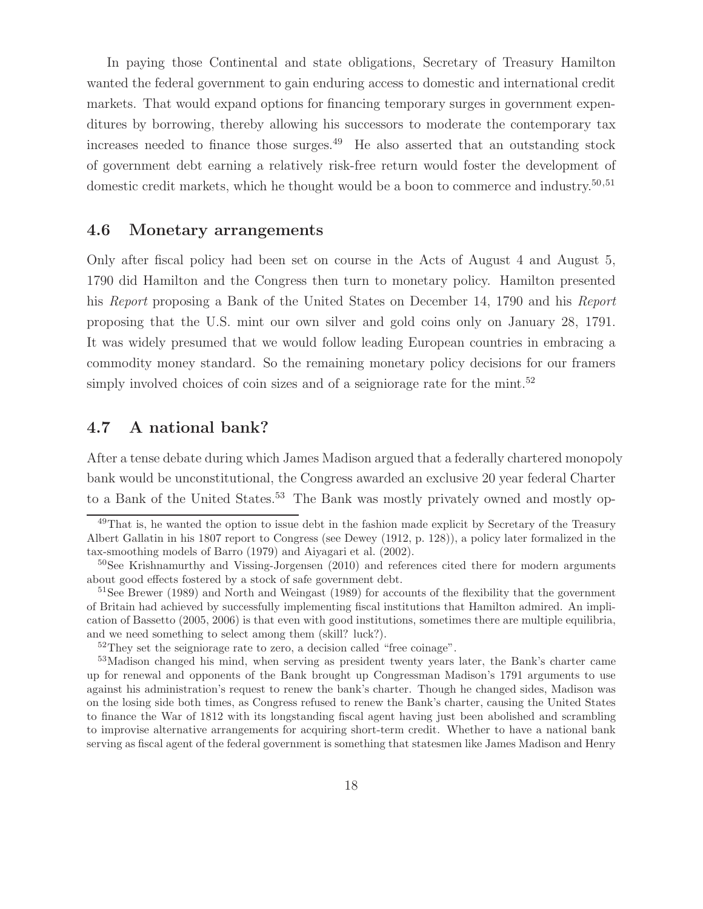In paying those Continental and state obligations, Secretary of Treasury Hamilton wanted the federal government to gain enduring access to domestic and international credit markets. That would expand options for financing temporary surges in government expenditures by borrowing, thereby allowing his successors to moderate the contemporary tax increases needed to finance those surges.[49] He also asserted that an outstanding stock of government debt earning a relatively risk-free return would foster the development of domestic credit markets, which he thought would be a boon to commerce and industry.[50,51]

## 4.6 Monetary arrangements

Only after fiscal policy had been set on course in the Acts of August 4 and August 5, 1790 did Hamilton and the Congress then turn to monetary policy. Hamilton presented his *Report* proposing a Bank of the United States on December 14, 1790 and his *Report* proposing that the U.S. mint our own silver and gold coins only on January 28, 1791. It was widely presumed that we would follow leading European countries in embracing a commodity money standard. So the remaining monetary policy decisions for our framers simply involved choices of coin sizes and of a seigniorage rate for the mint.[52]

## 4.7 A national bank?

After a tense debate during which James Madison argued that a federally chartered monopoly bank would be unconstitutional, the Congress awarded an exclusive 20 year federal Charter to a Bank of the United States.[53] The Bank was mostly privately owned and mostly op-

[49] That is, he wanted the option to issue debt in the fashion made explicit by Secretary of the Treasury Albert Gallatin in his 1807 report to Congress (see Dewey (1912, p. 128)), a policy later formalized in the tax-smoothing models of Barro (1979) and Aiyagari et al. (2002).

[50] See Krishnamurthy and Vissing-Jorgensen (2010) and references cited there for modern arguments about good effects fostered by a stock of safe government debt.

[51] See Brewer (1989) and North and Weingast (1989) for accounts of the flexibility that the government of Britain had achieved by successfully implementing fiscal institutions that Hamilton admired. An implication of Bassetto (2005, 2006) is that even with good institutions, sometimes there are multiple equilibria, and we need something to select among them (skill? luck?).

[52] They set the seigniorage rate to zero, a decision called "free coinage".

[53] Madison changed his mind, when serving as president twenty years later, the Bank's charter came up for renewal and opponents of the Bank brought up Congressman Madison's 1791 arguments to use against his administration's request to renew the bank's charter. Though he changed sides, Madison was on the losing side both times, as Congress refused to renew the Bank's charter, causing the United States to finance the War of 1812 with its longstanding fiscal agent having just been abolished and scrambling to improvise alternative arrangements for acquiring short-term credit. Whether to have a national bank serving as fiscal agent of the federal government is something that statesmen like James Madison and Henry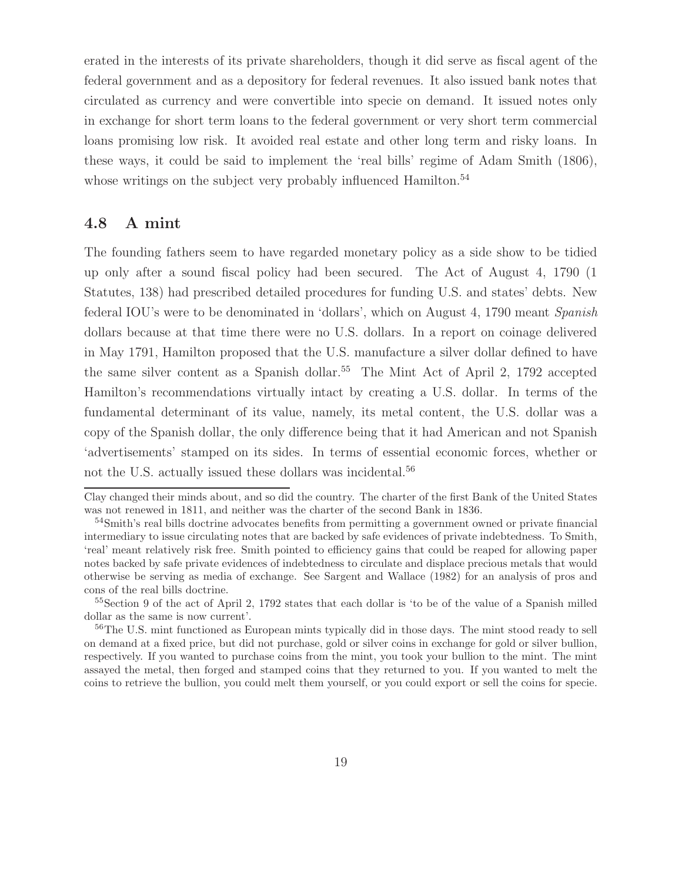erated in the interests of its private shareholders, though it did serve as fiscal agent of the federal government and as a depository for federal revenues. It also issued bank notes that circulated as currency and were convertible into specie on demand. It issued notes only in exchange for short term loans to the federal government or very short term commercial loans promising low risk. It avoided real estate and other long term and risky loans. In these ways, it could be said to implement the 'real bills' regime of Adam Smith (1806), whose writings on the subject very probably influenced Hamilton.[54]

## 4.8 A mint

The founding fathers seem to have regarded monetary policy as a side show to be tidied up only after a sound fiscal policy had been secured. The Act of August 4, 1790 (1 Statutes, 138) had prescribed detailed procedures for funding U.S. and states' debts. New federal IOU's were to be denominated in 'dollars', which on August 4, 1790 meant *Spanish* dollars because at that time there were no U.S. dollars. In a report on coinage delivered in May 1791, Hamilton proposed that the U.S. manufacture a silver dollar defined to have the same silver content as a Spanish dollar.[55] The Mint Act of April 2, 1792 accepted Hamilton's recommendations virtually intact by creating a U.S. dollar. In terms of the fundamental determinant of its value, namely, its metal content, the U.S. dollar was a copy of the Spanish dollar, the only difference being that it had American and not Spanish 'advertisements' stamped on its sides. In terms of essential economic forces, whether or not the U.S. actually issued these dollars was incidental.[56]

---

Clay changed their minds about, and so did the country. The charter of the first Bank of the United States was not renewed in 1811, and neither was the charter of the second Bank in 1836.

[54] Smith's real bills doctrine advocates benefits from permitting a government owned or private financial intermediary to issue circulating notes that are backed by safe evidences of private indebtedness. To Smith, 'real' meant relatively risk free. Smith pointed to efficiency gains that could be reaped for allowing paper notes backed by safe private evidences of indebtedness to circulate and displace precious metals that would otherwise be serving as media of exchange. See Sargent and Wallace (1982) for an analysis of pros and cons of the real bills doctrine.

[55] Section 9 of the act of April 2, 1792 states that each dollar is 'to be of the value of a Spanish milled dollar as the same is now current'.

[56] The U.S. mint functioned as European mints typically did in those days. The mint stood ready to sell on demand at a fixed price, but did not purchase, gold or silver coins in exchange for gold or silver bullion, respectively. If you wanted to purchase coins from the mint, you took your bullion to the mint. The mint assayed the metal, then forged and stamped coins that they returned to you. If you wanted to melt the coins to retrieve the bullion, you could melt them yourself, or you could export or sell the coins for specie.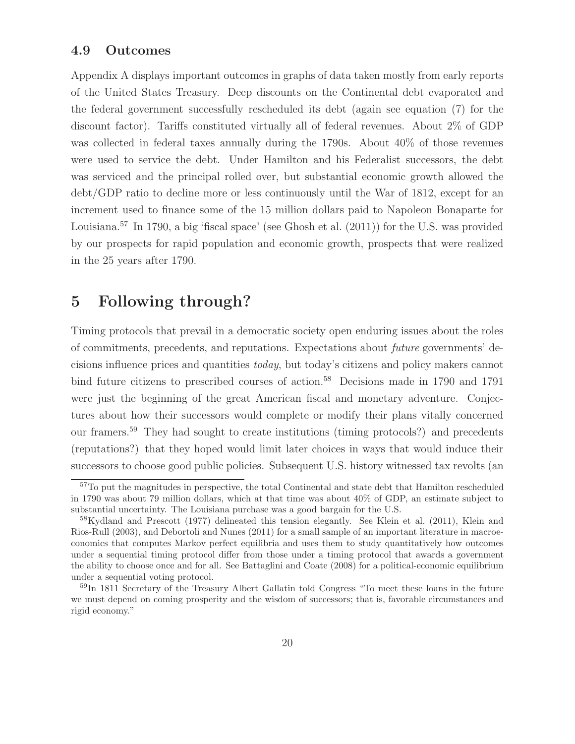### 4.9 Outcomes

Appendix A displays important outcomes in graphs of data taken mostly from early reports of the United States Treasury. Deep discounts on the Continental debt evaporated and the federal government successfully rescheduled its debt (again see equation (7) for the discount factor). Tariffs constituted virtually all of federal revenues. About 2% of GDP was collected in federal taxes annually during the 1790s. About 40% of those revenues were used to service the debt. Under Hamilton and his Federalist successors, the debt was serviced and the principal rolled over, but substantial economic growth allowed the debt/GDP ratio to decline more or less continuously until the War of 1812, except for an increment used to finance some of the 15 million dollars paid to Napoleon Bonaparte for Louisiana.[57] In 1790, a big 'fiscal space' (see Ghosh et al. (2011)) for the U.S. was provided by our prospects for rapid population and economic growth, prospects that were realized in the 25 years after 1790.

## 5 Following through?

Timing protocols that prevail in a democratic society open enduring issues about the roles of commitments, precedents, and reputations. Expectations about *future* governments' decisions influence prices and quantities *today*, but today's citizens and policy makers cannot bind future citizens to prescribed courses of action.[58] Decisions made in 1790 and 1791 were just the beginning of the great American fiscal and monetary adventure. Conjectures about how their successors would complete or modify their plans vitally concerned our framers.[59] They had sought to create institutions (timing protocols?) and precedents (reputations?) that they hoped would limit later choices in ways that would induce their successors to choose good public policies. Subsequent U.S. history witnessed tax revolts (an

[57] To put the magnitudes in perspective, the total Continental and state debt that Hamilton rescheduled in 1790 was about 79 million dollars, which at that time was about 40% of GDP, an estimate subject to substantial uncertainty. The Louisiana purchase was a good bargain for the U.S.

[58] Kydland and Prescott (1977) delineated this tension elegantly. See Klein et al. (2011), Klein and Rios-Rull (2003), and Debortoli and Nunes (2011) for a small sample of an important literature in macroeconomics that computes Markov perfect equilibria and uses them to study quantitatively how outcomes under a sequential timing protocol differ from those under a timing protocol that awards a government the ability to choose once and for all. See Battaglini and Coate (2008) for a political-economic equilibrium under a sequential voting protocol.

[59] In 1811 Secretary of the Treasury Albert Gallatin told Congress "To meet these loans in the future we must depend on coming prosperity and the wisdom of successors; that is, favorable circumstances and rigid economy."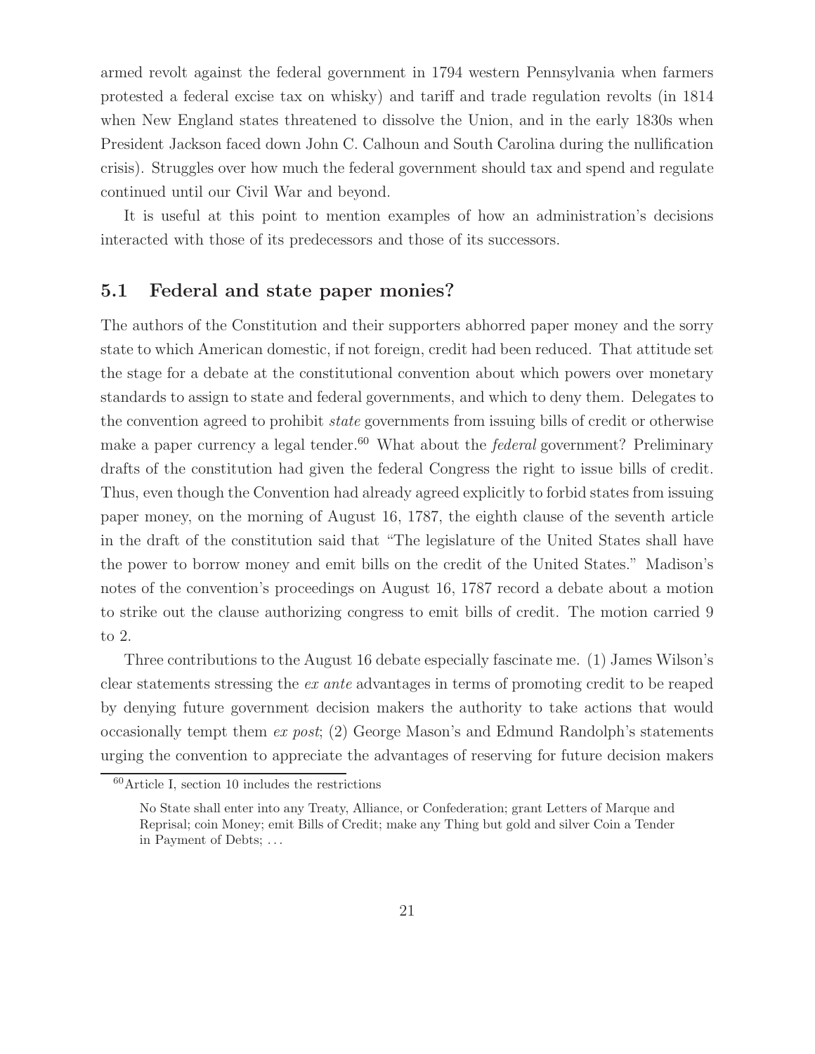armed revolt against the federal government in 1794 western Pennsylvania when farmers protested a federal excise tax on whisky) and tariff and trade regulation revolts (in 1814 when New England states threatened to dissolve the Union, and in the early 1830s when President Jackson faced down John C. Calhoun and South Carolina during the nullification crisis). Struggles over how much the federal government should tax and spend and regulate continued until our Civil War and beyond.

It is useful at this point to mention examples of how an administration's decisions interacted with those of its predecessors and those of its successors.

## 5.1 Federal and state paper monies?

The authors of the Constitution and their supporters abhorred paper money and the sorry state to which American domestic, if not foreign, credit had been reduced. That attitude set the stage for a debate at the constitutional convention about which powers over monetary standards to assign to state and federal governments, and which to deny them. Delegates to the convention agreed to prohibit *state* governments from issuing bills of credit or otherwise make a paper currency a legal tender.[60] What about the *federal* government? Preliminary drafts of the constitution had given the federal Congress the right to issue bills of credit. Thus, even though the Convention had already agreed explicitly to forbid states from issuing paper money, on the morning of August 16, 1787, the eighth clause of the seventh article in the draft of the constitution said that "The legislature of the United States shall have the power to borrow money and emit bills on the credit of the United States." Madison's notes of the convention's proceedings on August 16, 1787 record a debate about a motion to strike out the clause authorizing congress to emit bills of credit. The motion carried 9 to 2.

Three contributions to the August 16 debate especially fascinate me. (1) James Wilson's clear statements stressing the *ex ante* advantages in terms of promoting credit to be reaped by denying future government decision makers the authority to take actions that would occasionally tempt them *ex post*; (2) George Mason's and Edmund Randolph's statements urging the convention to appreciate the advantages of reserving for future decision makers

[60] Article I, section 10 includes the restrictions

> No State shall enter into any Treaty, Alliance, or Confederation; grant Letters of Marque and Reprisal; coin Money; emit Bills of Credit; make any Thing but gold and silver Coin a Tender in Payment of Debts; ...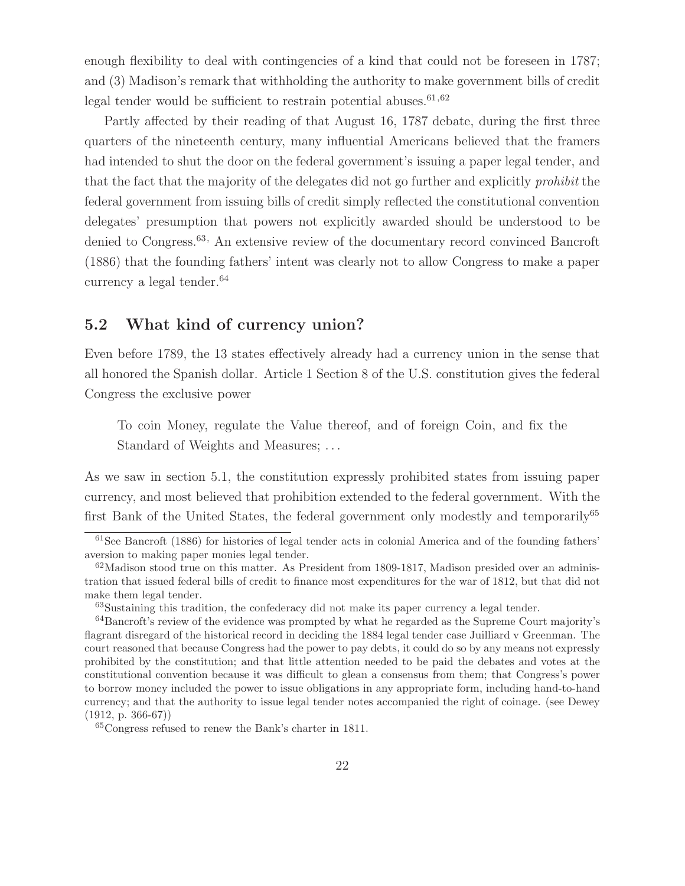enough flexibility to deal with contingencies of a kind that could not be foreseen in 1787; and (3) Madison's remark that withholding the authority to make government bills of credit legal tender would be sufficient to restrain potential abuses.[61,62]

Partly affected by their reading of that August 16, 1787 debate, during the first three quarters of the nineteenth century, many influential Americans believed that the framers had intended to shut the door on the federal government's issuing a paper legal tender, and that the fact that the majority of the delegates did not go further and explicitly *prohibit* the federal government from issuing bills of credit simply reflected the constitutional convention delegates' presumption that powers not explicitly awarded should be understood to be denied to Congress.[63,] An extensive review of the documentary record convinced Bancroft (1886) that the founding fathers' intent was clearly not to allow Congress to make a paper currency a legal tender.[64]

## 5.2 What kind of currency union?

Even before 1789, the 13 states effectively already had a currency union in the sense that all honored the Spanish dollar. Article 1 Section 8 of the U.S. constitution gives the federal Congress the exclusive power

> To coin Money, regulate the Value thereof, and of foreign Coin, and fix the Standard of Weights and Measures; ...

As we saw in section 5.1, the constitution expressly prohibited states from issuing paper currency, and most believed that prohibition extended to the federal government. With the first Bank of the United States, the federal government only modestly and temporarily[65]

---

[61] See Bancroft (1886) for histories of legal tender acts in colonial America and of the founding fathers' aversion to making paper monies legal tender.

[62] Madison stood true on this matter. As President from 1809-1817, Madison presided over an administration that issued federal bills of credit to finance most expenditures for the war of 1812, but that did not make them legal tender.

[63] Sustaining this tradition, the confederacy did not make its paper currency a legal tender.

[64] Bancroft's review of the evidence was prompted by what he regarded as the Supreme Court majority's flagrant disregard of the historical record in deciding the 1884 legal tender case Juilliard v Greenman. The court reasoned that because Congress had the power to pay debts, it could do so by any means not expressly prohibited by the constitution; and that little attention needed to be paid the debates and votes at the constitutional convention because it was difficult to glean a consensus from them; that Congress's power to borrow money included the power to issue obligations in any appropriate form, including hand-to-hand currency; and that the authority to issue legal tender notes accompanied the right of coinage. (see Dewey (1912, p. 366-67))

[65] Congress refused to renew the Bank's charter in 1811.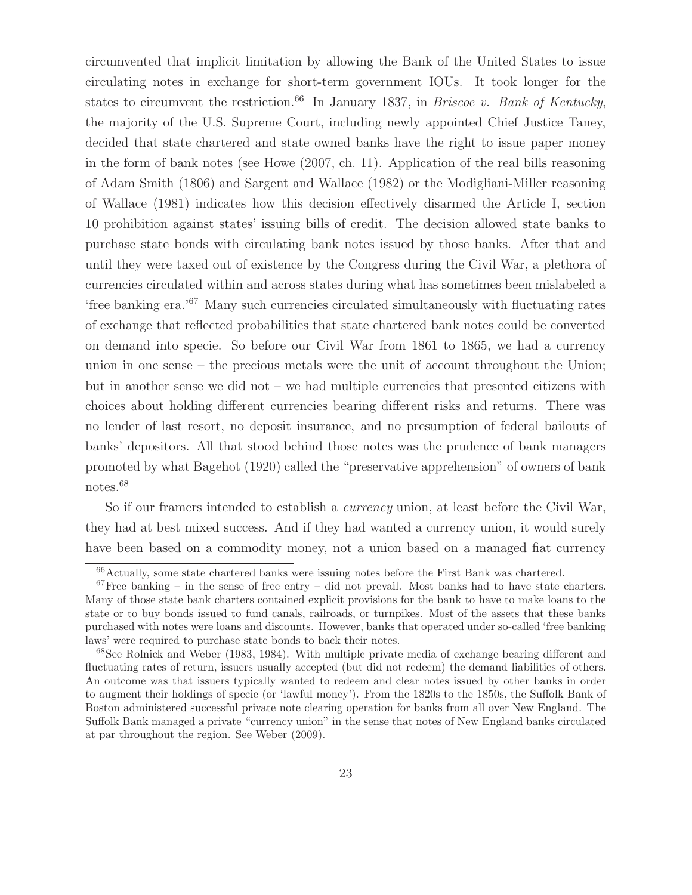circumvented that implicit limitation by allowing the Bank of the United States to issue circulating notes in exchange for short-term government IOUs. It took longer for the states to circumvent the restriction.[66] In January 1837, in *Briscoe v. Bank of Kentucky*, the majority of the U.S. Supreme Court, including newly appointed Chief Justice Taney, decided that state chartered and state owned banks have the right to issue paper money in the form of bank notes (see Howe (2007, ch. 11). Application of the real bills reasoning of Adam Smith (1806) and Sargent and Wallace (1982) or the Modigliani-Miller reasoning of Wallace (1981) indicates how this decision effectively disarmed the Article I, section 10 prohibition against states' issuing bills of credit. The decision allowed state banks to purchase state bonds with circulating bank notes issued by those banks. After that and until they were taxed out of existence by the Congress during the Civil War, a plethora of currencies circulated within and across states during what has sometimes been mislabeled a 'free banking era.'[67] Many such currencies circulated simultaneously with fluctuating rates of exchange that reflected probabilities that state chartered bank notes could be converted on demand into specie. So before our Civil War from 1861 to 1865, we had a currency union in one sense – the precious metals were the unit of account throughout the Union; but in another sense we did not – we had multiple currencies that presented citizens with choices about holding different currencies bearing different risks and returns. There was no lender of last resort, no deposit insurance, and no presumption of federal bailouts of banks' depositors. All that stood behind those notes was the prudence of bank managers promoted by what Bagehot (1920) called the "preservative apprehension" of owners of bank notes.[68]

So if our framers intended to establish a *currency* union, at least before the Civil War, they had at best mixed success. And if they had wanted a currency union, it would surely have been based on a commodity money, not a union based on a managed fiat currency

---

[66] Actually, some state chartered banks were issuing notes before the First Bank was chartered.

[67] Free banking – in the sense of free entry – did not prevail. Most banks had to have state charters. Many of those state bank charters contained explicit provisions for the bank to have to make loans to the state or to buy bonds issued to fund canals, railroads, or turnpikes. Most of the assets that these banks purchased with notes were loans and discounts. However, banks that operated under so-called 'free banking laws' were required to purchase state bonds to back their notes.

[68] See Rolnick and Weber (1983, 1984). With multiple private media of exchange bearing different and fluctuating rates of return, issuers usually accepted (but did not redeem) the demand liabilities of others. An outcome was that issuers typically wanted to redeem and clear notes issued by other banks in order to augment their holdings of specie (or 'lawful money'). From the 1820s to the 1850s, the Suffolk Bank of Boston administered successful private note clearing operation for banks from all over New England. The Suffolk Bank managed a private "currency union" in the sense that notes of New England banks circulated at par throughout the region. See Weber (2009).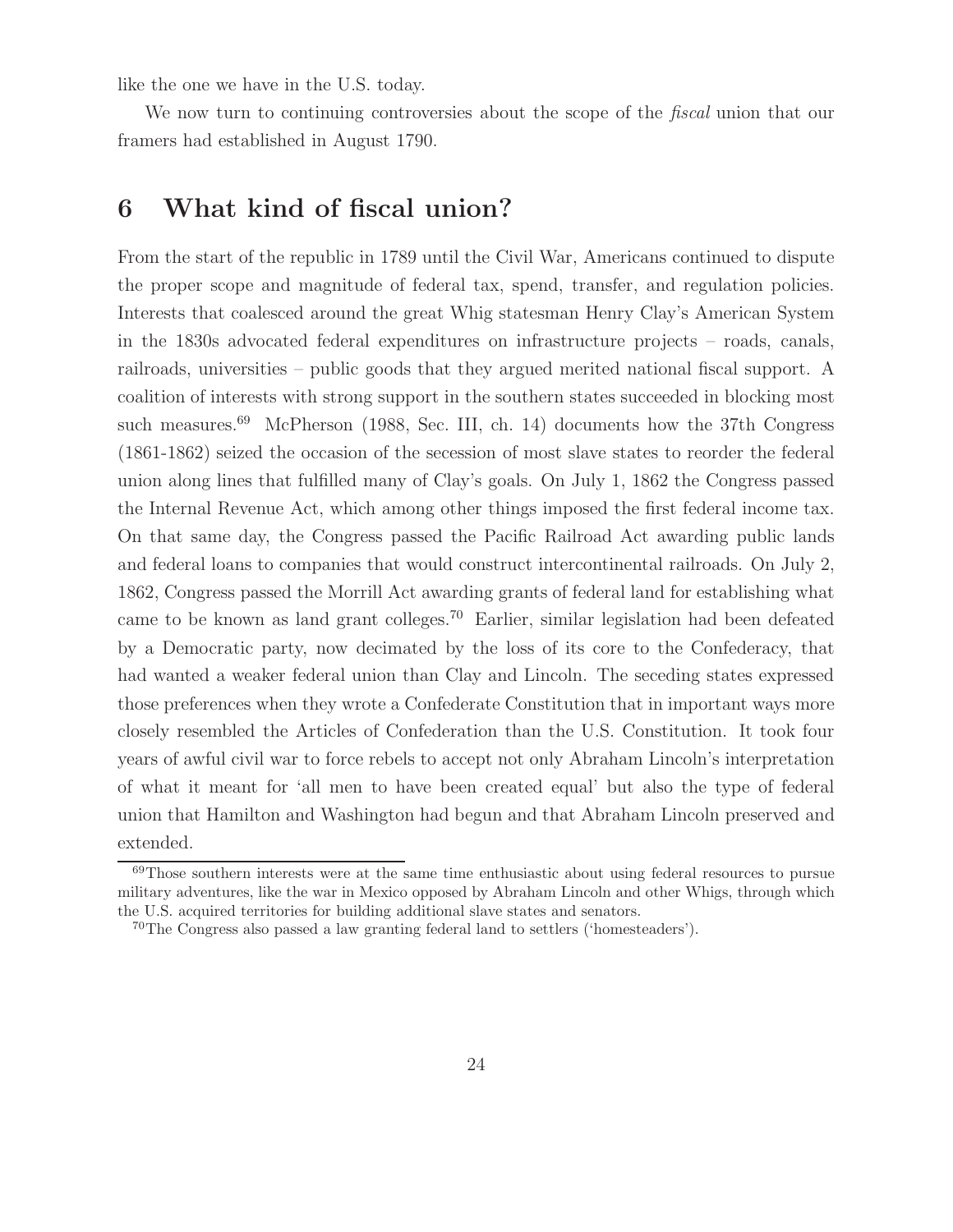like the one we have in the U.S. today.

We now turn to continuing controversies about the scope of the *fiscal* union that our framers had established in August 1790.

## 6 What kind of fiscal union?

From the start of the republic in 1789 until the Civil War, Americans continued to dispute the proper scope and magnitude of federal tax, spend, transfer, and regulation policies. Interests that coalesced around the great Whig statesman Henry Clay's American System in the 1830s advocated federal expenditures on infrastructure projects – roads, canals, railroads, universities – public goods that they argued merited national fiscal support. A coalition of interests with strong support in the southern states succeeded in blocking most such measures.[69] McPherson (1988, Sec. III, ch. 14) documents how the 37th Congress (1861-1862) seized the occasion of the secession of most slave states to reorder the federal union along lines that fulfilled many of Clay's goals. On July 1, 1862 the Congress passed the Internal Revenue Act, which among other things imposed the first federal income tax. On that same day, the Congress passed the Pacific Railroad Act awarding public lands and federal loans to companies that would construct intercontinental railroads. On July 2, 1862, Congress passed the Morrill Act awarding grants of federal land for establishing what came to be known as land grant colleges.[70] Earlier, similar legislation had been defeated by a Democratic party, now decimated by the loss of its core to the Confederacy, that had wanted a weaker federal union than Clay and Lincoln. The seceding states expressed those preferences when they wrote a Confederate Constitution that in important ways more closely resembled the Articles of Confederation than the U.S. Constitution. It took four years of awful civil war to force rebels to accept not only Abraham Lincoln's interpretation of what it meant for 'all men to have been created equal' but also the type of federal union that Hamilton and Washington had begun and that Abraham Lincoln preserved and extended.

[69] Those southern interests were at the same time enthusiastic about using federal resources to pursue military adventures, like the war in Mexico opposed by Abraham Lincoln and other Whigs, through which the U.S. acquired territories for building additional slave states and senators.

[70] The Congress also passed a law granting federal land to settlers ('homesteaders').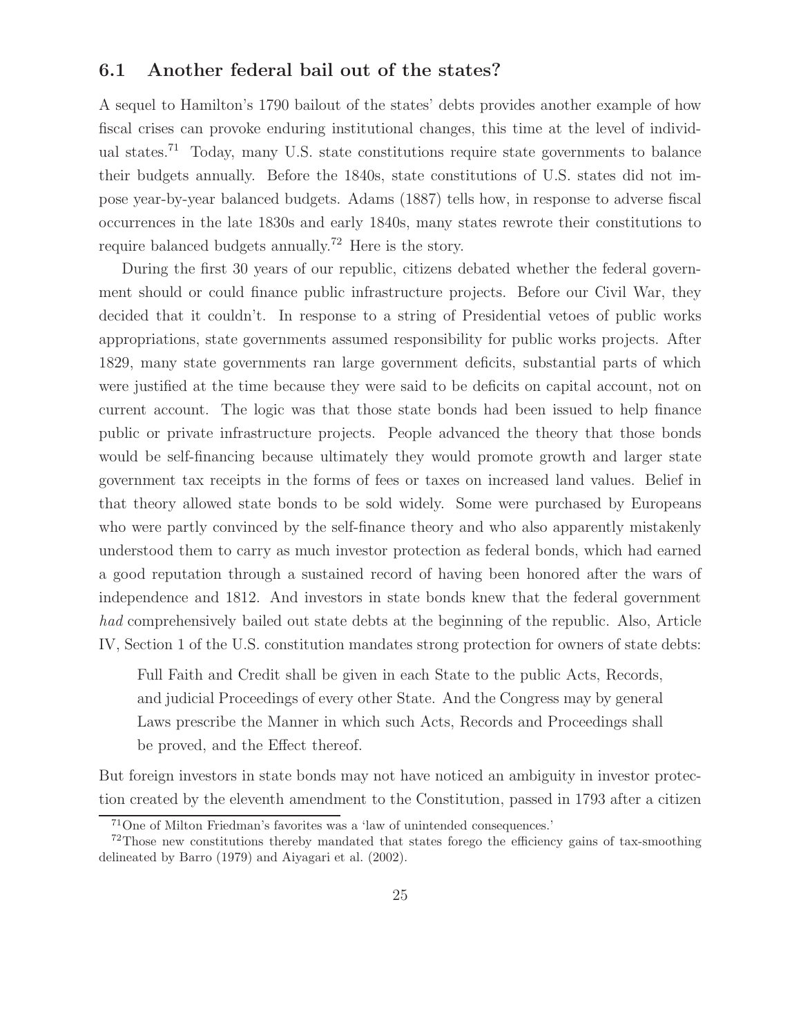### 6.1 Another federal bail out of the states?

A sequel to Hamilton's 1790 bailout of the states' debts provides another example of how fiscal crises can provoke enduring institutional changes, this time at the level of individual states.[71] Today, many U.S. state constitutions require state governments to balance their budgets annually. Before the 1840s, state constitutions of U.S. states did not impose year-by-year balanced budgets. Adams (1887) tells how, in response to adverse fiscal occurrences in the late 1830s and early 1840s, many states rewrote their constitutions to require balanced budgets annually.[72] Here is the story.

During the first 30 years of our republic, citizens debated whether the federal government should or could finance public infrastructure projects. Before our Civil War, they decided that it couldn't. In response to a string of Presidential vetoes of public works appropriations, state governments assumed responsibility for public works projects. After 1829, many state governments ran large government deficits, substantial parts of which were justified at the time because they were said to be deficits on capital account, not on current account. The logic was that those state bonds had been issued to help finance public or private infrastructure projects. People advanced the theory that those bonds would be self-financing because ultimately they would promote growth and larger state government tax receipts in the forms of fees or taxes on increased land values. Belief in that theory allowed state bonds to be sold widely. Some were purchased by Europeans who were partly convinced by the self-finance theory and who also apparently mistakenly understood them to carry as much investor protection as federal bonds, which had earned a good reputation through a sustained record of having been honored after the wars of independence and 1812. And investors in state bonds knew that the federal government *had* comprehensively bailed out state debts at the beginning of the republic. Also, Article IV, Section 1 of the U.S. constitution mandates strong protection for owners of state debts:

> Full Faith and Credit shall be given in each State to the public Acts, Records, and judicial Proceedings of every other State. And the Congress may by general Laws prescribe the Manner in which such Acts, Records and Proceedings shall be proved, and the Effect thereof.

But foreign investors in state bonds may not have noticed an ambiguity in investor protection created by the eleventh amendment to the Constitution, passed in 1793 after a citizen

[71] One of Milton Friedman's favorites was a 'law of unintended consequences.'

[72] Those new constitutions thereby mandated that states forego the efficiency gains of tax-smoothing delineated by Barro (1979) and Aiyagari et al. (2002).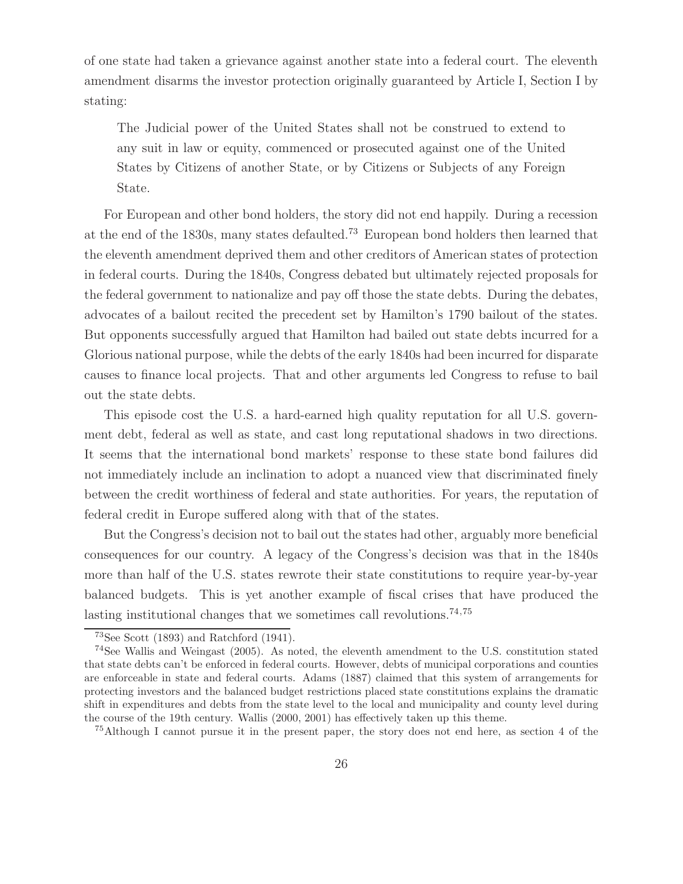of one state had taken a grievance against another state into a federal court. The eleventh amendment disarms the investor protection originally guaranteed by Article I, Section I by stating:

> The Judicial power of the United States shall not be construed to extend to any suit in law or equity, commenced or prosecuted against one of the United States by Citizens of another State, or by Citizens or Subjects of any Foreign State.

For European and other bond holders, the story did not end happily. During a recession at the end of the 1830s, many states defaulted.[73] European bond holders then learned that the eleventh amendment deprived them and other creditors of American states of protection in federal courts. During the 1840s, Congress debated but ultimately rejected proposals for the federal government to nationalize and pay off those the state debts. During the debates, advocates of a bailout recited the precedent set by Hamilton's 1790 bailout of the states. But opponents successfully argued that Hamilton had bailed out state debts incurred for a Glorious national purpose, while the debts of the early 1840s had been incurred for disparate causes to finance local projects. That and other arguments led Congress to refuse to bail out the state debts.

This episode cost the U.S. a hard-earned high quality reputation for all U.S. government debt, federal as well as state, and cast long reputational shadows in two directions. It seems that the international bond markets' response to these state bond failures did not immediately include an inclination to adopt a nuanced view that discriminated finely between the credit worthiness of federal and state authorities. For years, the reputation of federal credit in Europe suffered along with that of the states.

But the Congress's decision not to bail out the states had other, arguably more beneficial consequences for our country. A legacy of the Congress's decision was that in the 1840s more than half of the U.S. states rewrote their state constitutions to require year-by-year balanced budgets. This is yet another example of fiscal crises that have produced the lasting institutional changes that we sometimes call revolutions.[74,75]

---

[73] See Scott (1893) and Ratchford (1941).

[74] See Wallis and Weingast (2005). As noted, the eleventh amendment to the U.S. constitution stated that state debts can't be enforced in federal courts. However, debts of municipal corporations and counties are enforceable in state and federal courts. Adams (1887) claimed that this system of arrangements for protecting investors and the balanced budget restrictions placed state constitutions explains the dramatic shift in expenditures and debts from the state level to the local and municipality and county level during the course of the 19th century. Wallis (2000, 2001) has effectively taken up this theme.

[75] Although I cannot pursue it in the present paper, the story does not end here, as section 4 of the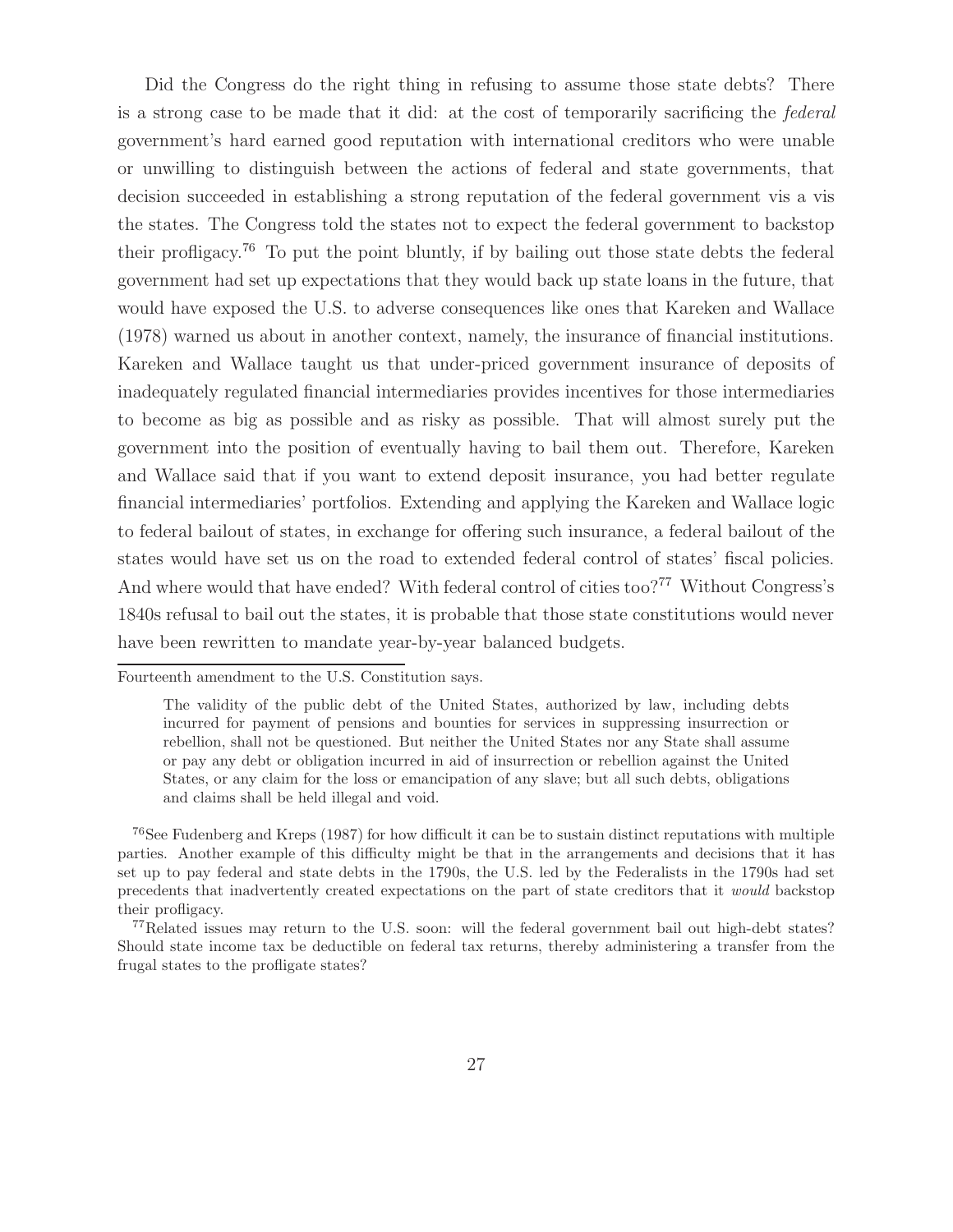Did the Congress do the right thing in refusing to assume those state debts? There is a strong case to be made that it did: at the cost of temporarily sacrificing the *federal* government's hard earned good reputation with international creditors who were unable or unwilling to distinguish between the actions of federal and state governments, that decision succeeded in establishing a strong reputation of the federal government vis a vis the states. The Congress told the states not to expect the federal government to backstop their profligacy.[76] To put the point bluntly, if by bailing out those state debts the federal government had set up expectations that they would back up state loans in the future, that would have exposed the U.S. to adverse consequences like ones that Kareken and Wallace (1978) warned us about in another context, namely, the insurance of financial institutions. Kareken and Wallace taught us that under-priced government insurance of deposits of inadequately regulated financial intermediaries provides incentives for those intermediaries to become as big as possible and as risky as possible. That will almost surely put the government into the position of eventually having to bail them out. Therefore, Kareken and Wallace said that if you want to extend deposit insurance, you had better regulate financial intermediaries' portfolios. Extending and applying the Kareken and Wallace logic to federal bailout of states, in exchange for offering such insurance, a federal bailout of the states would have set us on the road to extended federal control of states' fiscal policies. And where would that have ended? With federal control of cities too?[77] Without Congress's 1840s refusal to bail out the states, it is probable that those state constitutions would never have been rewritten to mandate year-by-year balanced budgets.

---

Fourteenth amendment to the U.S. Constitution says.

> The validity of the public debt of the United States, authorized by law, including debts incurred for payment of pensions and bounties for services in suppressing insurrection or rebellion, shall not be questioned. But neither the United States nor any State shall assume or pay any debt or obligation incurred in aid of insurrection or rebellion against the United States, or any claim for the loss or emancipation of any slave; but all such debts, obligations and claims shall be held illegal and void.

[76] See Fudenberg and Kreps (1987) for how difficult it can be to sustain distinct reputations with multiple parties. Another example of this difficulty might be that in the arrangements and decisions that it has set up to pay federal and state debts in the 1790s, the U.S. led by the Federalists in the 1790s had set precedents that inadvertently created expectations on the part of state creditors that it *would* backstop their profligacy.

[77] Related issues may return to the U.S. soon: will the federal government bail out high-debt states? Should state income tax be deductible on federal tax returns, thereby administering a transfer from the frugal states to the profligate states?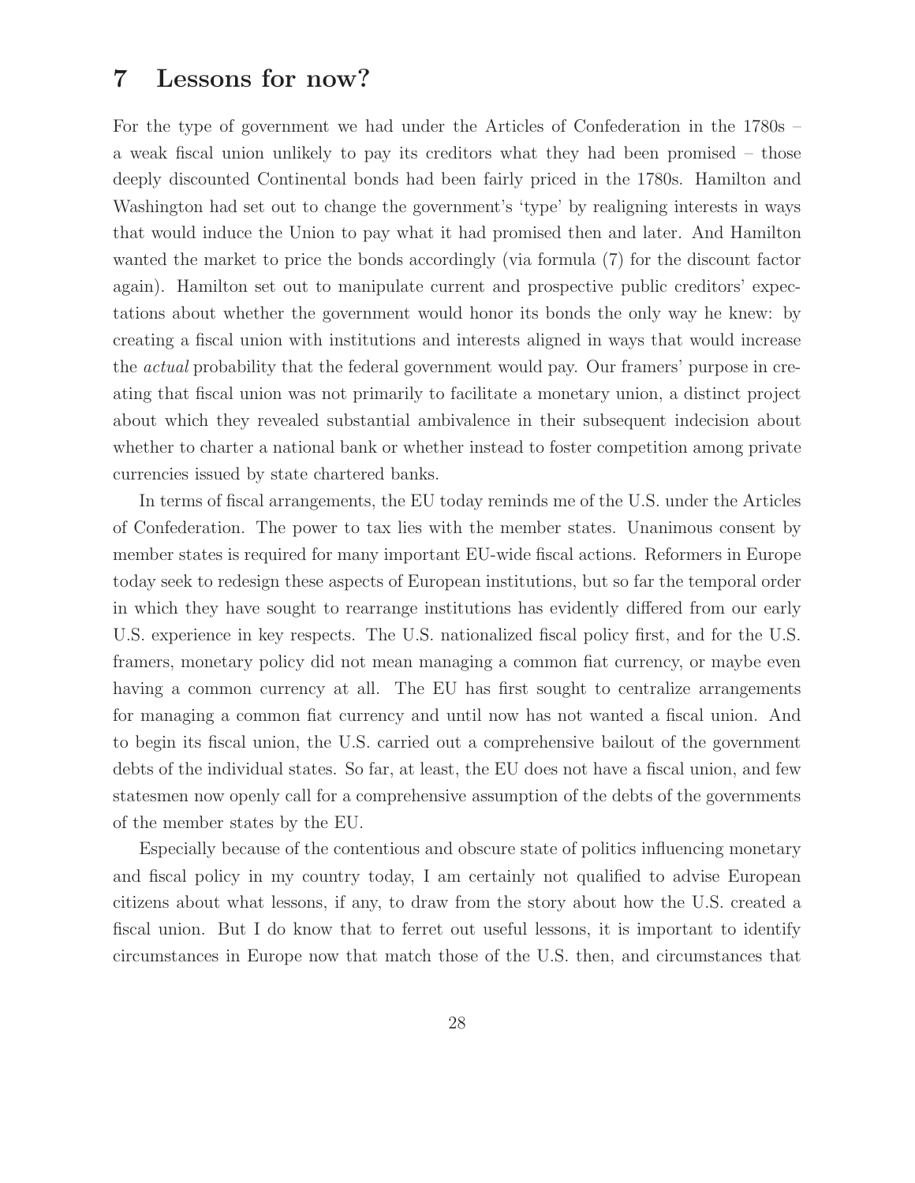# 7 Lessons for now?

For the type of government we had under the Articles of Confederation in the 1780s – a weak fiscal union unlikely to pay its creditors what they had been promised – those deeply discounted Continental bonds had been fairly priced in the 1780s. Hamilton and Washington had set out to change the government's 'type' by realigning interests in ways that would induce the Union to pay what it had promised then and later. And Hamilton wanted the market to price the bonds accordingly (via formula (7) for the discount factor again). Hamilton set out to manipulate current and prospective public creditors' expectations about whether the government would honor its bonds the only way he knew: by creating a fiscal union with institutions and interests aligned in ways that would increase the *actual* probability that the federal government would pay. Our framers' purpose in creating that fiscal union was not primarily to facilitate a monetary union, a distinct project about which they revealed substantial ambivalence in their subsequent indecision about whether to charter a national bank or whether instead to foster competition among private currencies issued by state chartered banks.

In terms of fiscal arrangements, the EU today reminds me of the U.S. under the Articles of Confederation. The power to tax lies with the member states. Unanimous consent by member states is required for many important EU-wide fiscal actions. Reformers in Europe today seek to redesign these aspects of European institutions, but so far the temporal order in which they have sought to rearrange institutions has evidently differed from our early U.S. experience in key respects. The U.S. nationalized fiscal policy first, and for the U.S. framers, monetary policy did not mean managing a common fiat currency, or maybe even having a common currency at all. The EU has first sought to centralize arrangements for managing a common fiat currency and until now has not wanted a fiscal union. And to begin its fiscal union, the U.S. carried out a comprehensive bailout of the government debts of the individual states. So far, at least, the EU does not have a fiscal union, and few statesmen now openly call for a comprehensive assumption of the debts of the governments of the member states by the EU.

Especially because of the contentious and obscure state of politics influencing monetary and fiscal policy in my country today, I am certainly not qualified to advise European citizens about what lessons, if any, to draw from the story about how the U.S. created a fiscal union. But I do know that to ferret out useful lessons, it is important to identify circumstances in Europe now that match those of the U.S. then, and circumstances that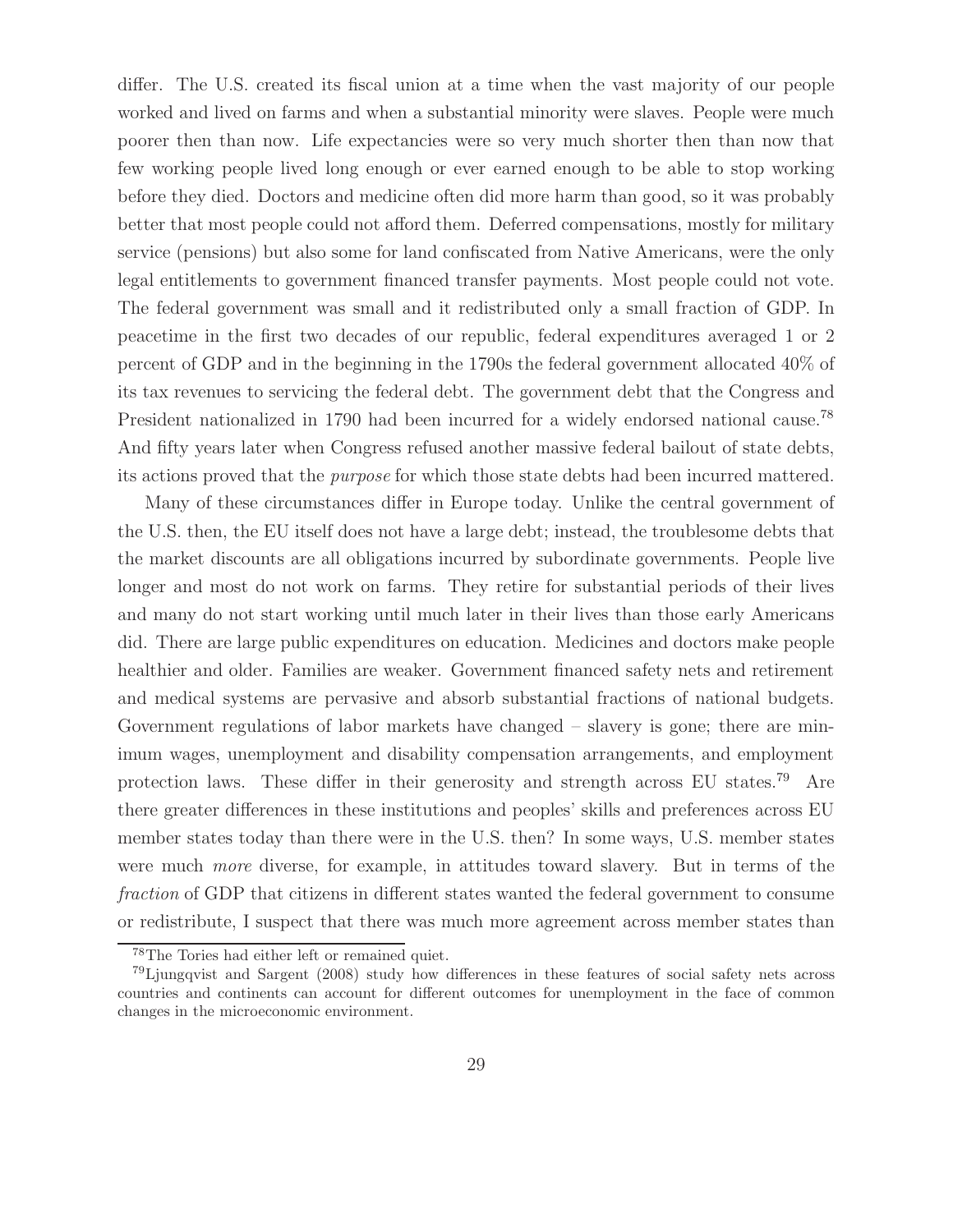differ. The U.S. created its fiscal union at a time when the vast majority of our people worked and lived on farms and when a substantial minority were slaves. People were much poorer then than now. Life expectancies were so very much shorter then than now that few working people lived long enough or ever earned enough to be able to stop working before they died. Doctors and medicine often did more harm than good, so it was probably better that most people could not afford them. Deferred compensations, mostly for military service (pensions) but also some for land confiscated from Native Americans, were the only legal entitlements to government financed transfer payments. Most people could not vote. The federal government was small and it redistributed only a small fraction of GDP. In peacetime in the first two decades of our republic, federal expenditures averaged 1 or 2 percent of GDP and in the beginning in the 1790s the federal government allocated 40% of its tax revenues to servicing the federal debt. The government debt that the Congress and President nationalized in 1790 had been incurred for a widely endorsed national cause.[78] And fifty years later when Congress refused another massive federal bailout of state debts, its actions proved that the *purpose* for which those state debts had been incurred mattered.

Many of these circumstances differ in Europe today. Unlike the central government of the U.S. then, the EU itself does not have a large debt; instead, the troublesome debts that the market discounts are all obligations incurred by subordinate governments. People live longer and most do not work on farms. They retire for substantial periods of their lives and many do not start working until much later in their lives than those early Americans did. There are large public expenditures on education. Medicines and doctors make people healthier and older. Families are weaker. Government financed safety nets and retirement and medical systems are pervasive and absorb substantial fractions of national budgets. Government regulations of labor markets have changed – slavery is gone; there are minimum wages, unemployment and disability compensation arrangements, and employment protection laws. These differ in their generosity and strength across EU states.[79] Are there greater differences in these institutions and peoples' skills and preferences across EU member states today than there were in the U.S. then? In some ways, U.S. member states were much *more* diverse, for example, in attitudes toward slavery. But in terms of the *fraction* of GDP that citizens in different states wanted the federal government to consume or redistribute, I suspect that there was much more agreement across member states than

[78] The Tories had either left or remained quiet.

[79] Ljungqvist and Sargent (2008) study how differences in these features of social safety nets across countries and continents can account for different outcomes for unemployment in the face of common changes in the microeconomic environment.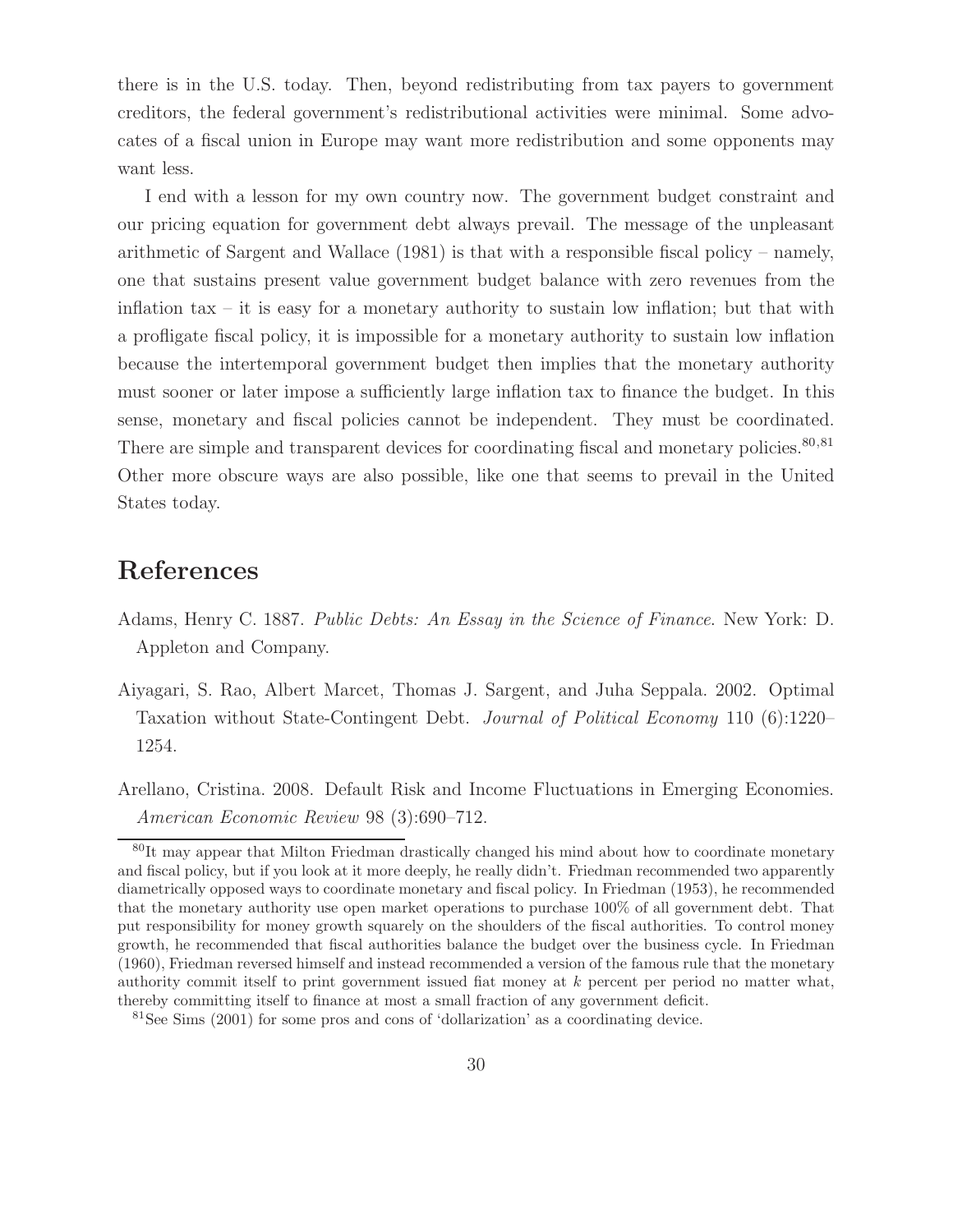there is in the U.S. today. Then, beyond redistributing from tax payers to government creditors, the federal government's redistributional activities were minimal. Some advocates of a fiscal union in Europe may want more redistribution and some opponents may want less.

I end with a lesson for my own country now. The government budget constraint and our pricing equation for government debt always prevail. The message of the unpleasant arithmetic of Sargent and Wallace (1981) is that with a responsible fiscal policy – namely, one that sustains present value government budget balance with zero revenues from the inflation tax – it is easy for a monetary authority to sustain low inflation; but that with a profligate fiscal policy, it is impossible for a monetary authority to sustain low inflation because the intertemporal government budget then implies that the monetary authority must sooner or later impose a sufficiently large inflation tax to finance the budget. In this sense, monetary and fiscal policies cannot be independent. They must be coordinated. There are simple and transparent devices for coordinating fiscal and monetary policies.[80,81] Other more obscure ways are also possible, like one that seems to prevail in the United States today.

## References

Adams, Henry C. 1887. *Public Debts: An Essay in the Science of Finance*. New York: D. Appleton and Company.

Aiyagari, S. Rao, Albert Marcet, Thomas J. Sargent, and Juha Seppala. 2002. Optimal Taxation without State-Contingent Debt. *Journal of Political Economy* 110 (6):1220–1254.

Arellano, Cristina. 2008. Default Risk and Income Fluctuations in Emerging Economies. *American Economic Review* 98 (3):690–712.

[80] It may appear that Milton Friedman drastically changed his mind about how to coordinate monetary and fiscal policy, but if you look at it more deeply, he really didn't. Friedman recommended two apparently diametrically opposed ways to coordinate monetary and fiscal policy. In Friedman (1953), he recommended that the monetary authority use open market operations to purchase 100% of all government debt. That put responsibility for money growth squarely on the shoulders of the fiscal authorities. To control money growth, he recommended that fiscal authorities balance the budget over the business cycle. In Friedman (1960), Friedman reversed himself and instead recommended a version of the famous rule that the monetary authority commit itself to print government issued fiat money at $k$ percent per period no matter what, thereby committing itself to finance at most a small fraction of any government deficit.

[81] See Sims (2001) for some pros and cons of 'dollarization' as a coordinating device.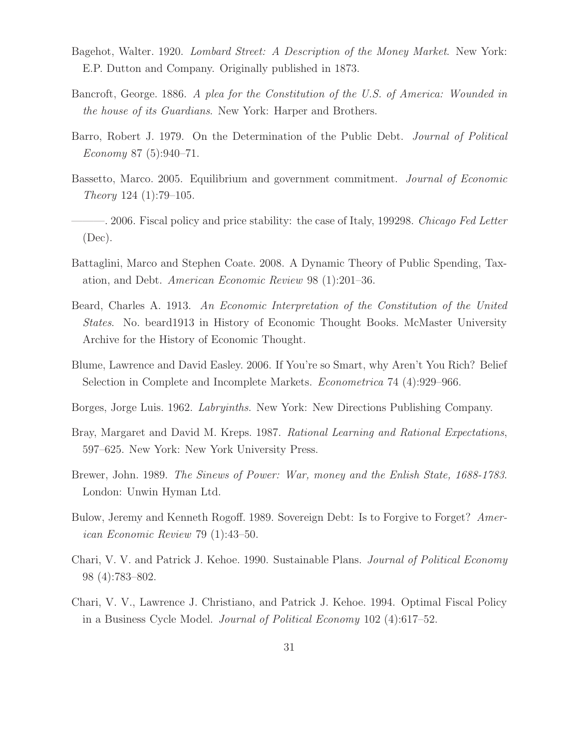Bagehot, Walter. 1920. *Lombard Street: A Description of the Money Market*. New York: E.P. Dutton and Company. Originally published in 1873.

Bancroft, George. 1886. *A plea for the Constitution of the U.S. of America: Wounded in the house of its Guardians*. New York: Harper and Brothers.

Barro, Robert J. 1979. On the Determination of the Public Debt. *Journal of Political Economy* 87 (5):940–71.

Bassetto, Marco. 2005. Equilibrium and government commitment. *Journal of Economic Theory* 124 (1):79–105.

———. 2006. Fiscal policy and price stability: the case of Italy, 199298. *Chicago Fed Letter* (Dec).

Battaglini, Marco and Stephen Coate. 2008. A Dynamic Theory of Public Spending, Taxation, and Debt. *American Economic Review* 98 (1):201–36.

Beard, Charles A. 1913. *An Economic Interpretation of the Constitution of the United States*. No. beard1913 in History of Economic Thought Books. McMaster University Archive for the History of Economic Thought.

Blume, Lawrence and David Easley. 2006. If You're so Smart, why Aren't You Rich? Belief Selection in Complete and Incomplete Markets. *Econometrica* 74 (4):929–966.

Borges, Jorge Luis. 1962. *Labryinths*. New York: New Directions Publishing Company.

Bray, Margaret and David M. Kreps. 1987. *Rational Learning and Rational Expectations*, 597–625. New York: New York University Press.

Brewer, John. 1989. *The Sinews of Power: War, money and the Enlish State, 1688-1783*. London: Unwin Hyman Ltd.

Bulow, Jeremy and Kenneth Rogoff. 1989. Sovereign Debt: Is to Forgive to Forget? *American Economic Review* 79 (1):43–50.

Chari, V. V. and Patrick J. Kehoe. 1990. Sustainable Plans. *Journal of Political Economy* 98 (4):783–802.

Chari, V. V., Lawrence J. Christiano, and Patrick J. Kehoe. 1994. Optimal Fiscal Policy in a Business Cycle Model. *Journal of Political Economy* 102 (4):617–52.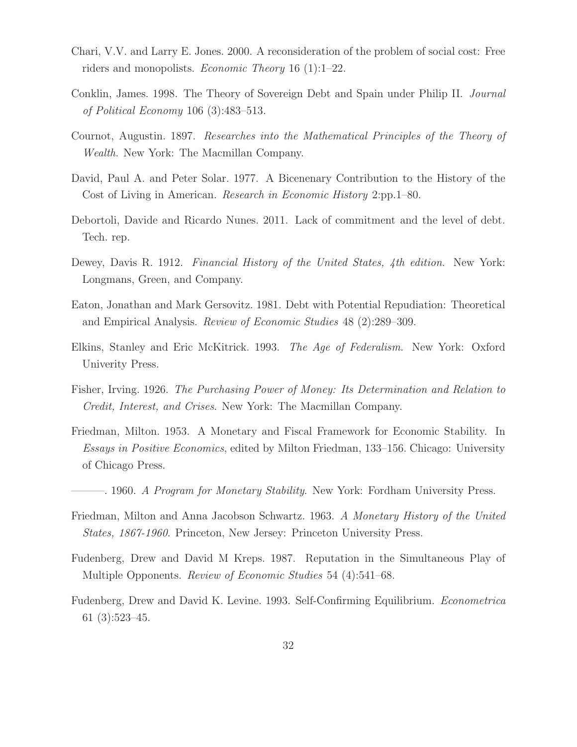Chari, V.V. and Larry E. Jones. 2000. A reconsideration of the problem of social cost: Free riders and monopolists. *Economic Theory* 16 (1):1–22.

Conklin, James. 1998. The Theory of Sovereign Debt and Spain under Philip II. *Journal of Political Economy* 106 (3):483–513.

Cournot, Augustin. 1897. *Researches into the Mathematical Principles of the Theory of Wealth*. New York: The Macmillan Company.

David, Paul A. and Peter Solar. 1977. A Bicenenary Contribution to the History of the Cost of Living in American. *Research in Economic History* 2:pp.1–80.

Debortoli, Davide and Ricardo Nunes. 2011. Lack of commitment and the level of debt. Tech. rep.

Dewey, Davis R. 1912. *Financial History of the United States, 4th edition*. New York: Longmans, Green, and Company.

Eaton, Jonathan and Mark Gersovitz. 1981. Debt with Potential Repudiation: Theoretical and Empirical Analysis. *Review of Economic Studies* 48 (2):289–309.

Elkins, Stanley and Eric McKitrick. 1993. *The Age of Federalism*. New York: Oxford Univerity Press.

Fisher, Irving. 1926. *The Purchasing Power of Money: Its Determination and Relation to Credit, Interest, and Crises*. New York: The Macmillan Company.

Friedman, Milton. 1953. A Monetary and Fiscal Framework for Economic Stability. In *Essays in Positive Economics*, edited by Milton Friedman, 133–156. Chicago: University of Chicago Press.

———. 1960. *A Program for Monetary Stability*. New York: Fordham University Press.

Friedman, Milton and Anna Jacobson Schwartz. 1963. *A Monetary History of the United States, 1867-1960*. Princeton, New Jersey: Princeton University Press.

Fudenberg, Drew and David M Kreps. 1987. Reputation in the Simultaneous Play of Multiple Opponents. *Review of Economic Studies* 54 (4):541–68.

Fudenberg, Drew and David K. Levine. 1993. Self-Confirming Equilibrium. *Econometrica* 61 (3):523–45.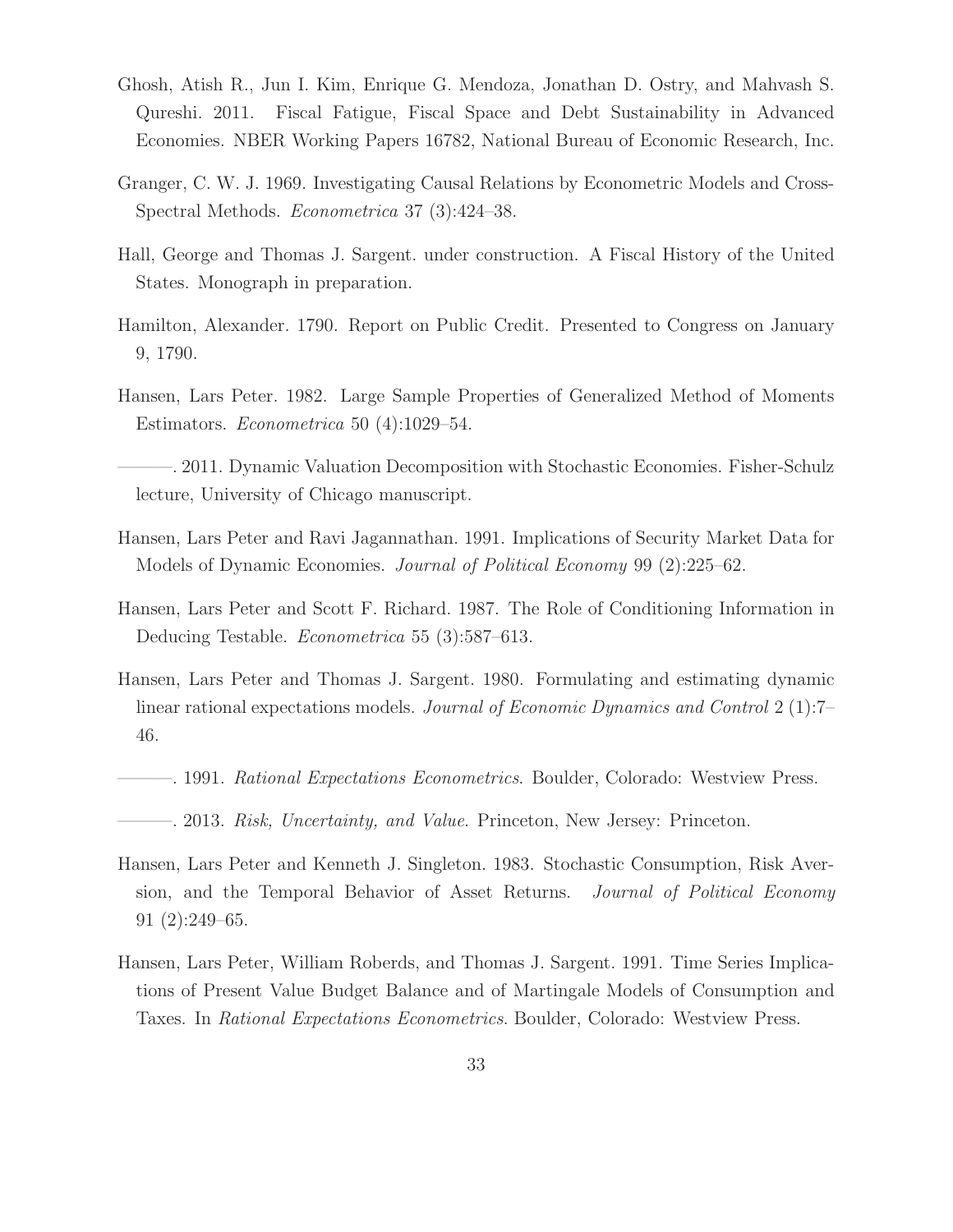Ghosh, Atish R., Jun I. Kim, Enrique G. Mendoza, Jonathan D. Ostry, and Mahvash S. Qureshi. 2011. Fiscal Fatigue, Fiscal Space and Debt Sustainability in Advanced Economies. NBER Working Papers 16782, National Bureau of Economic Research, Inc.

Granger, C. W. J. 1969. Investigating Causal Relations by Econometric Models and Cross-Spectral Methods. *Econometrica* 37 (3):424–38.

Hall, George and Thomas J. Sargent. under construction. A Fiscal History of the United States. Monograph in preparation.

Hamilton, Alexander. 1790. Report on Public Credit. Presented to Congress on January 9, 1790.

Hansen, Lars Peter. 1982. Large Sample Properties of Generalized Method of Moments Estimators. *Econometrica* 50 (4):1029–54.

———. 2011. Dynamic Valuation Decomposition with Stochastic Economies. Fisher-Schulz lecture, University of Chicago manuscript.

Hansen, Lars Peter and Ravi Jagannathan. 1991. Implications of Security Market Data for Models of Dynamic Economies. *Journal of Political Economy* 99 (2):225–62.

Hansen, Lars Peter and Scott F. Richard. 1987. The Role of Conditioning Information in Deducing Testable. *Econometrica* 55 (3):587–613.

Hansen, Lars Peter and Thomas J. Sargent. 1980. Formulating and estimating dynamic linear rational expectations models. *Journal of Economic Dynamics and Control* 2 (1):7–46.

———. 1991. *Rational Expectations Econometrics*. Boulder, Colorado: Westview Press.

———. 2013. *Risk, Uncertainty, and Value*. Princeton, New Jersey: Princeton.

Hansen, Lars Peter and Kenneth J. Singleton. 1983. Stochastic Consumption, Risk Aversion, and the Temporal Behavior of Asset Returns. *Journal of Political Economy* 91 (2):249–65.

Hansen, Lars Peter, William Roberds, and Thomas J. Sargent. 1991. Time Series Implications of Present Value Budget Balance and of Martingale Models of Consumption and Taxes. In *Rational Expectations Econometrics*. Boulder, Colorado: Westview Press.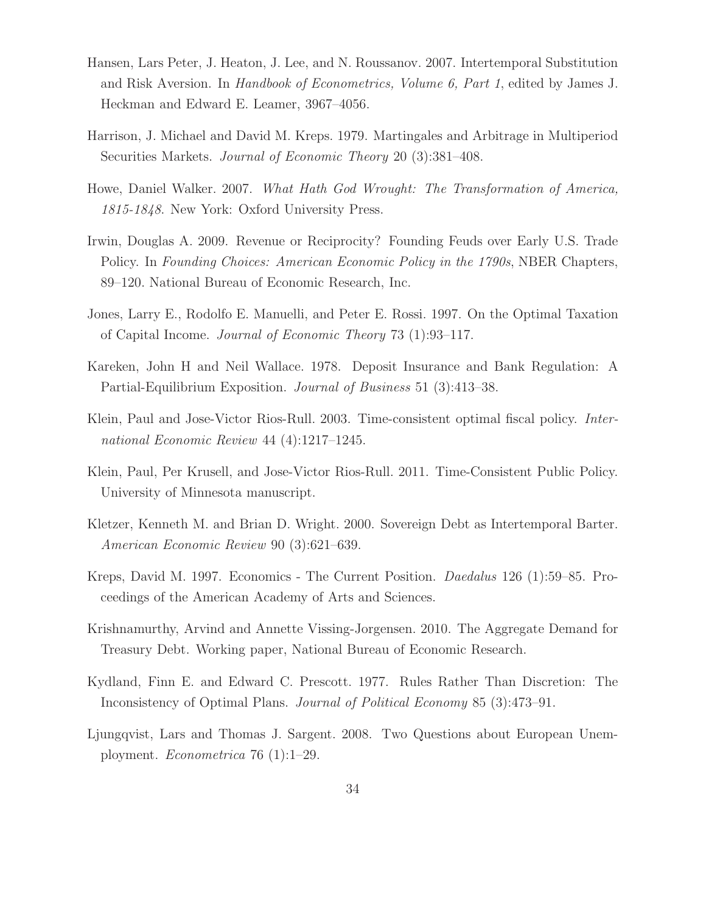Hansen, Lars Peter, J. Heaton, J. Lee, and N. Roussanov. 2007. Intertemporal Substitution and Risk Aversion. In *Handbook of Econometrics, Volume 6, Part 1*, edited by James J. Heckman and Edward E. Leamer, 3967–4056.

Harrison, J. Michael and David M. Kreps. 1979. Martingales and Arbitrage in Multiperiod Securities Markets. *Journal of Economic Theory* 20 (3):381–408.

Howe, Daniel Walker. 2007. *What Hath God Wrought: The Transformation of America, 1815-1848*. New York: Oxford University Press.

Irwin, Douglas A. 2009. Revenue or Reciprocity? Founding Feuds over Early U.S. Trade Policy. In *Founding Choices: American Economic Policy in the 1790s*, NBER Chapters, 89–120. National Bureau of Economic Research, Inc.

Jones, Larry E., Rodolfo E. Manuelli, and Peter E. Rossi. 1997. On the Optimal Taxation of Capital Income. *Journal of Economic Theory* 73 (1):93–117.

Kareken, John H and Neil Wallace. 1978. Deposit Insurance and Bank Regulation: A Partial-Equilibrium Exposition. *Journal of Business* 51 (3):413–38.

Klein, Paul and Jose-Victor Rios-Rull. 2003. Time-consistent optimal fiscal policy. *International Economic Review* 44 (4):1217–1245.

Klein, Paul, Per Krusell, and Jose-Victor Rios-Rull. 2011. Time-Consistent Public Policy. University of Minnesota manuscript.

Kletzer, Kenneth M. and Brian D. Wright. 2000. Sovereign Debt as Intertemporal Barter. *American Economic Review* 90 (3):621–639.

Kreps, David M. 1997. Economics - The Current Position. *Daedalus* 126 (1):59–85. Proceedings of the American Academy of Arts and Sciences.

Krishnamurthy, Arvind and Annette Vissing-Jorgensen. 2010. The Aggregate Demand for Treasury Debt. Working paper, National Bureau of Economic Research.

Kydland, Finn E. and Edward C. Prescott. 1977. Rules Rather Than Discretion: The Inconsistency of Optimal Plans. *Journal of Political Economy* 85 (3):473–91.

Ljungqvist, Lars and Thomas J. Sargent. 2008. Two Questions about European Unemployment. *Econometrica* 76 (1):1–29.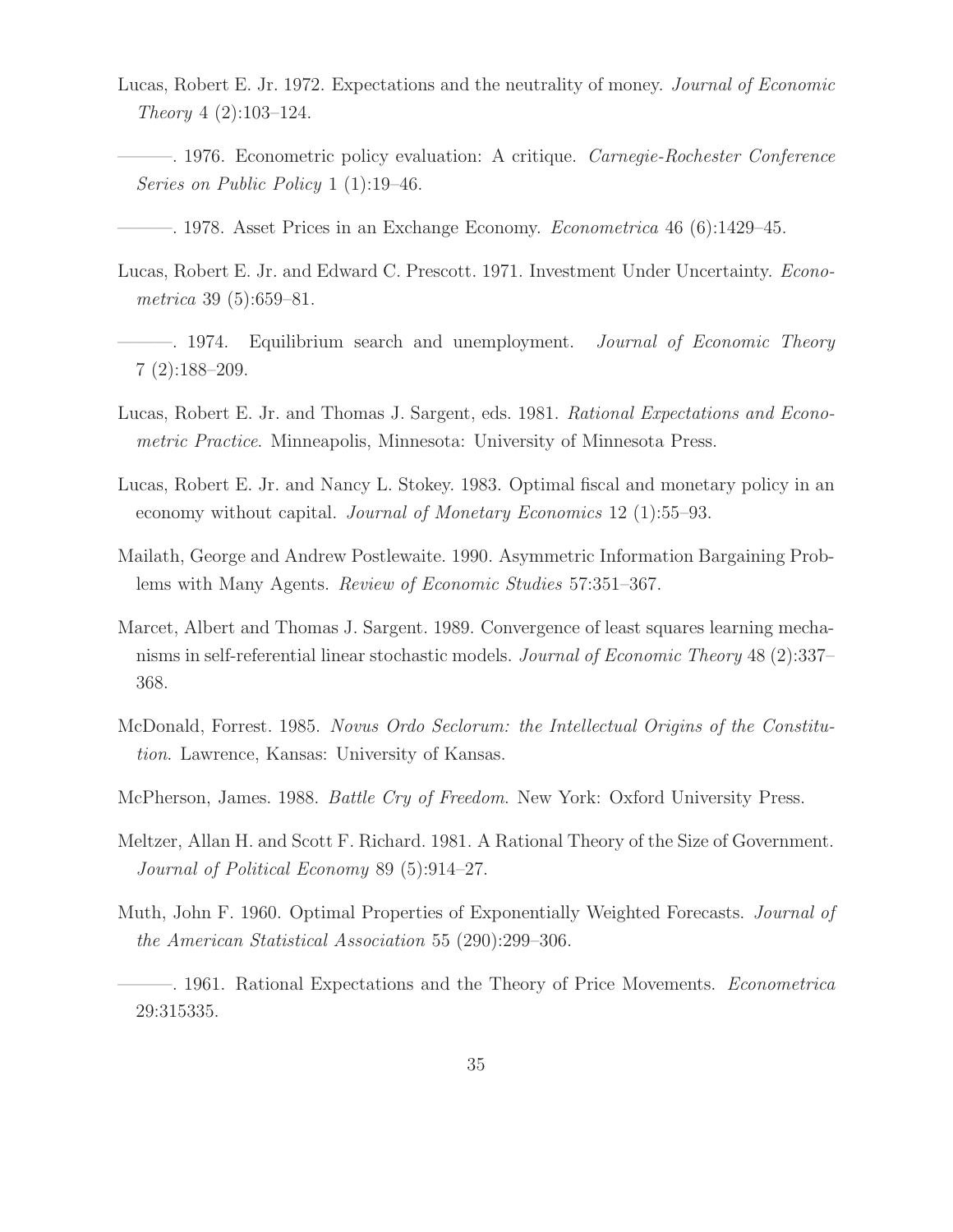Lucas, Robert E. Jr. 1972. Expectations and the neutrality of money. *Journal of Economic Theory* 4 (2):103–124.

———. 1976. Econometric policy evaluation: A critique. *Carnegie-Rochester Conference Series on Public Policy* 1 (1):19–46.

———. 1978. Asset Prices in an Exchange Economy. *Econometrica* 46 (6):1429–45.

Lucas, Robert E. Jr. and Edward C. Prescott. 1971. Investment Under Uncertainty. *Econometrica* 39 (5):659–81.

———. 1974. Equilibrium search and unemployment. *Journal of Economic Theory* 7 (2):188–209.

Lucas, Robert E. Jr. and Thomas J. Sargent, eds. 1981. *Rational Expectations and Econometric Practice*. Minneapolis, Minnesota: University of Minnesota Press.

Lucas, Robert E. Jr. and Nancy L. Stokey. 1983. Optimal fiscal and monetary policy in an economy without capital. *Journal of Monetary Economics* 12 (1):55–93.

Mailath, George and Andrew Postlewaite. 1990. Asymmetric Information Bargaining Problems with Many Agents. *Review of Economic Studies* 57:351–367.

Marcet, Albert and Thomas J. Sargent. 1989. Convergence of least squares learning mechanisms in self-referential linear stochastic models. *Journal of Economic Theory* 48 (2):337–368.

McDonald, Forrest. 1985. *Novus Ordo Seclorum: the Intellectual Origins of the Constitution*. Lawrence, Kansas: University of Kansas.

McPherson, James. 1988. *Battle Cry of Freedom*. New York: Oxford University Press.

Meltzer, Allan H. and Scott F. Richard. 1981. A Rational Theory of the Size of Government. *Journal of Political Economy* 89 (5):914–27.

Muth, John F. 1960. Optimal Properties of Exponentially Weighted Forecasts. *Journal of the American Statistical Association* 55 (290):299–306.

———. 1961. Rational Expectations and the Theory of Price Movements. *Econometrica* 29:315335.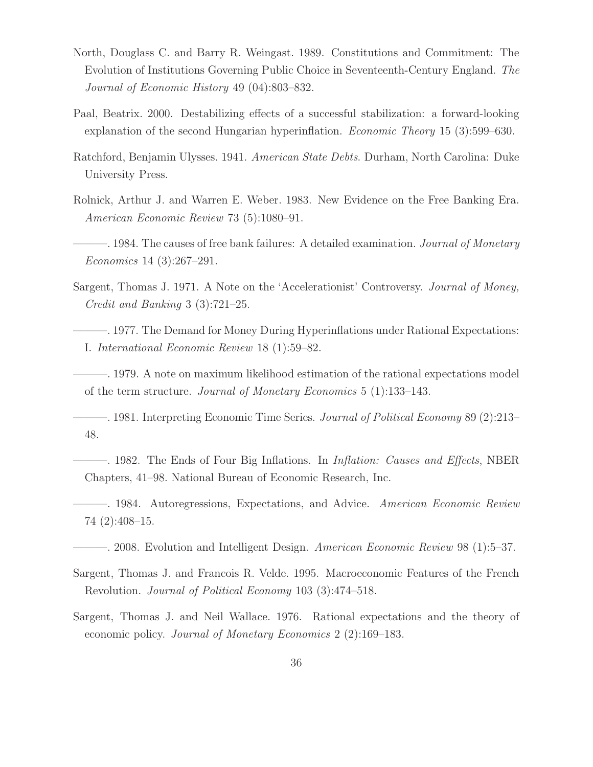North, Douglass C. and Barry R. Weingast. 1989. Constitutions and Commitment: The Evolution of Institutions Governing Public Choice in Seventeenth-Century England. *The Journal of Economic History* 49 (04):803–832.

Paal, Beatrix. 2000. Destabilizing effects of a successful stabilization: a forward-looking explanation of the second Hungarian hyperinflation. *Economic Theory* 15 (3):599–630.

Ratchford, Benjamin Ulysses. 1941. *American State Debts*. Durham, North Carolina: Duke University Press.

Rolnick, Arthur J. and Warren E. Weber. 1983. New Evidence on the Free Banking Era. *American Economic Review* 73 (5):1080–91.

———. 1984. The causes of free bank failures: A detailed examination. *Journal of Monetary Economics* 14 (3):267–291.

Sargent, Thomas J. 1971. A Note on the 'Accelerationist' Controversy. *Journal of Money, Credit and Banking* 3 (3):721–25.

———. 1977. The Demand for Money During Hyperinflations under Rational Expectations: I. *International Economic Review* 18 (1):59–82.

———. 1979. A note on maximum likelihood estimation of the rational expectations model of the term structure. *Journal of Monetary Economics* 5 (1):133–143.

———. 1981. Interpreting Economic Time Series. *Journal of Political Economy* 89 (2):213–48.

———. 1982. The Ends of Four Big Inflations. In *Inflation: Causes and Effects*, NBER Chapters, 41–98. National Bureau of Economic Research, Inc.

———. 1984. Autoregressions, Expectations, and Advice. *American Economic Review* 74 (2):408–15.

———. 2008. Evolution and Intelligent Design. *American Economic Review* 98 (1):5–37.

Sargent, Thomas J. and Francois R. Velde. 1995. Macroeconomic Features of the French Revolution. *Journal of Political Economy* 103 (3):474–518.

Sargent, Thomas J. and Neil Wallace. 1976. Rational expectations and the theory of economic policy. *Journal of Monetary Economics* 2 (2):169–183.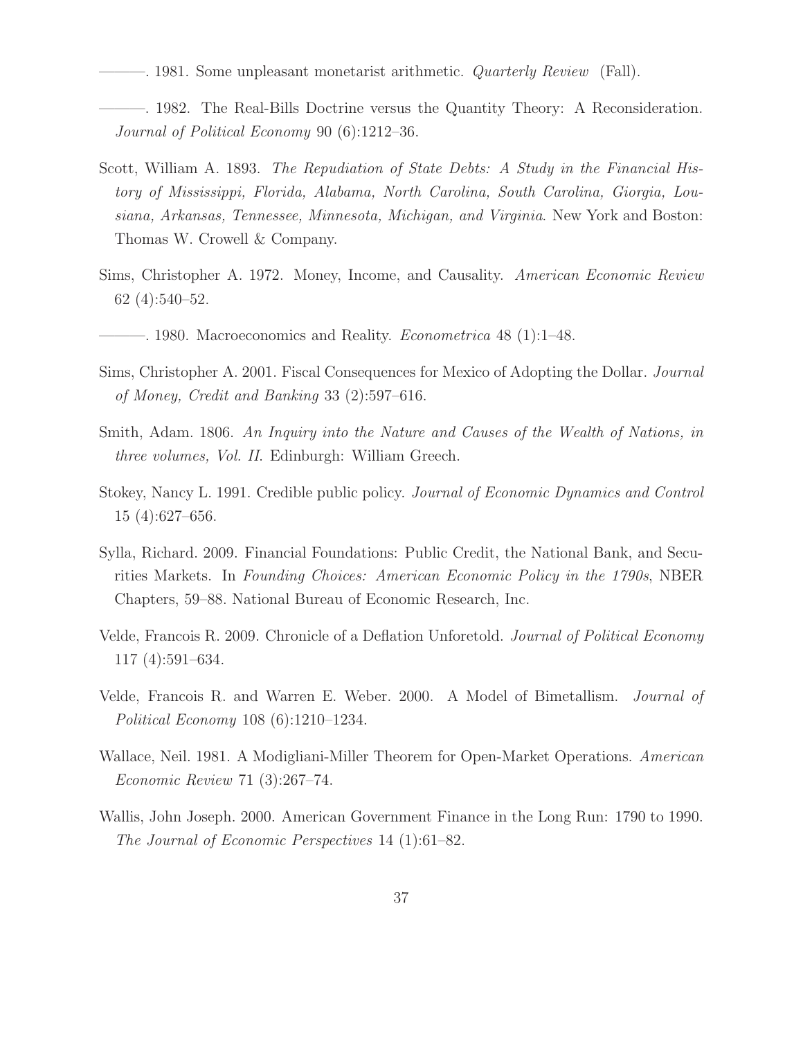———. 1981. Some unpleasant monetarist arithmetic. *Quarterly Review* (Fall).

———. 1982. The Real-Bills Doctrine versus the Quantity Theory: A Reconsideration. *Journal of Political Economy* 90 (6):1212–36.

Scott, William A. 1893. *The Repudiation of State Debts: A Study in the Financial History of Mississippi, Florida, Alabama, North Carolina, South Carolina, Giorgia, Lousiana, Arkansas, Tennessee, Minnesota, Michigan, and Virginia*. New York and Boston: Thomas W. Crowell & Company.

Sims, Christopher A. 1972. Money, Income, and Causality. *American Economic Review* 62 (4):540–52.

———. 1980. Macroeconomics and Reality. *Econometrica* 48 (1):1–48.

Sims, Christopher A. 2001. Fiscal Consequences for Mexico of Adopting the Dollar. *Journal of Money, Credit and Banking* 33 (2):597–616.

Smith, Adam. 1806. *An Inquiry into the Nature and Causes of the Wealth of Nations, in three volumes, Vol. II.* Edinburgh: William Greech.

Stokey, Nancy L. 1991. Credible public policy. *Journal of Economic Dynamics and Control* 15 (4):627–656.

Sylla, Richard. 2009. Financial Foundations: Public Credit, the National Bank, and Securities Markets. In *Founding Choices: American Economic Policy in the 1790s*, NBER Chapters, 59–88. National Bureau of Economic Research, Inc.

Velde, Francois R. 2009. Chronicle of a Deflation Unforetold. *Journal of Political Economy* 117 (4):591–634.

Velde, Francois R. and Warren E. Weber. 2000. A Model of Bimetallism. *Journal of Political Economy* 108 (6):1210–1234.

Wallace, Neil. 1981. A Modigliani-Miller Theorem for Open-Market Operations. *American Economic Review* 71 (3):267–74.

Wallis, John Joseph. 2000. American Government Finance in the Long Run: 1790 to 1990. *The Journal of Economic Perspectives* 14 (1):61–82.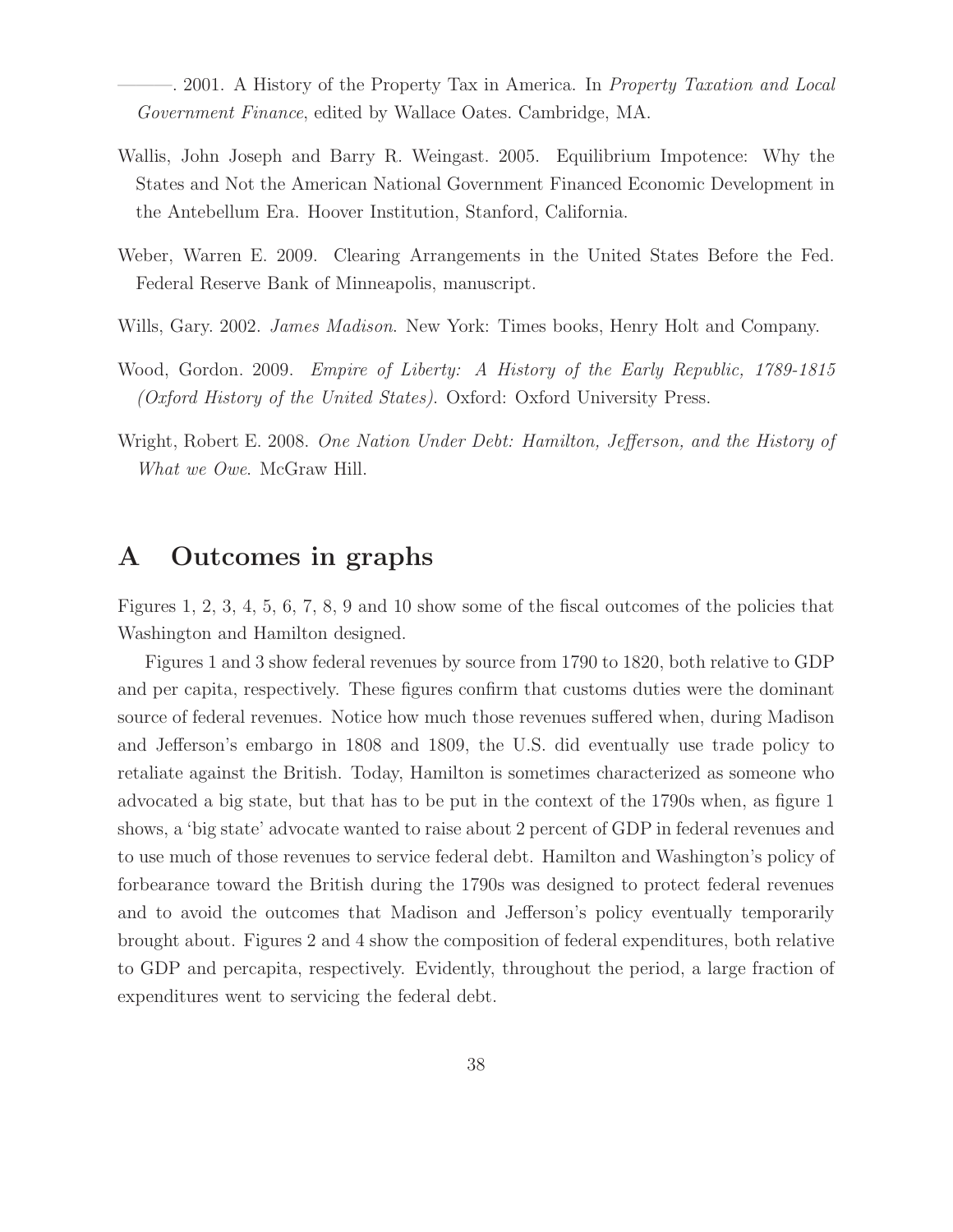———. 2001. A History of the Property Tax in America. In *Property Taxation and Local Government Finance*, edited by Wallace Oates. Cambridge, MA.

Wallis, John Joseph and Barry R. Weingast. 2005. Equilibrium Impotence: Why the States and Not the American National Government Financed Economic Development in the Antebellum Era. Hoover Institution, Stanford, California.

Weber, Warren E. 2009. Clearing Arrangements in the United States Before the Fed. Federal Reserve Bank of Minneapolis, manuscript.

Wills, Gary. 2002. *James Madison*. New York: Times books, Henry Holt and Company.

Wood, Gordon. 2009. *Empire of Liberty: A History of the Early Republic, 1789-1815 (Oxford History of the United States)*. Oxford: Oxford University Press.

Wright, Robert E. 2008. *One Nation Under Debt: Hamilton, Jefferson, and the History of What we Owe*. McGraw Hill.

# A Outcomes in graphs

Figures 1, 2, 3, 4, 5, 6, 7, 8, 9 and 10 show some of the fiscal outcomes of the policies that Washington and Hamilton designed.

Figures 1 and 3 show federal revenues by source from 1790 to 1820, both relative to GDP and per capita, respectively. These figures confirm that customs duties were the dominant source of federal revenues. Notice how much those revenues suffered when, during Madison and Jefferson's embargo in 1808 and 1809, the U.S. did eventually use trade policy to retaliate against the British. Today, Hamilton is sometimes characterized as someone who advocated a big state, but that has to be put in the context of the 1790s when, as figure 1 shows, a 'big state' advocate wanted to raise about 2 percent of GDP in federal revenues and to use much of those revenues to service federal debt. Hamilton and Washington's policy of forbearance toward the British during the 1790s was designed to protect federal revenues and to avoid the outcomes that Madison and Jefferson's policy eventually temporarily brought about. Figures 2 and 4 show the composition of federal expenditures, both relative to GDP and percapita, respectively. Evidently, throughout the period, a large fraction of expenditures went to servicing the federal debt.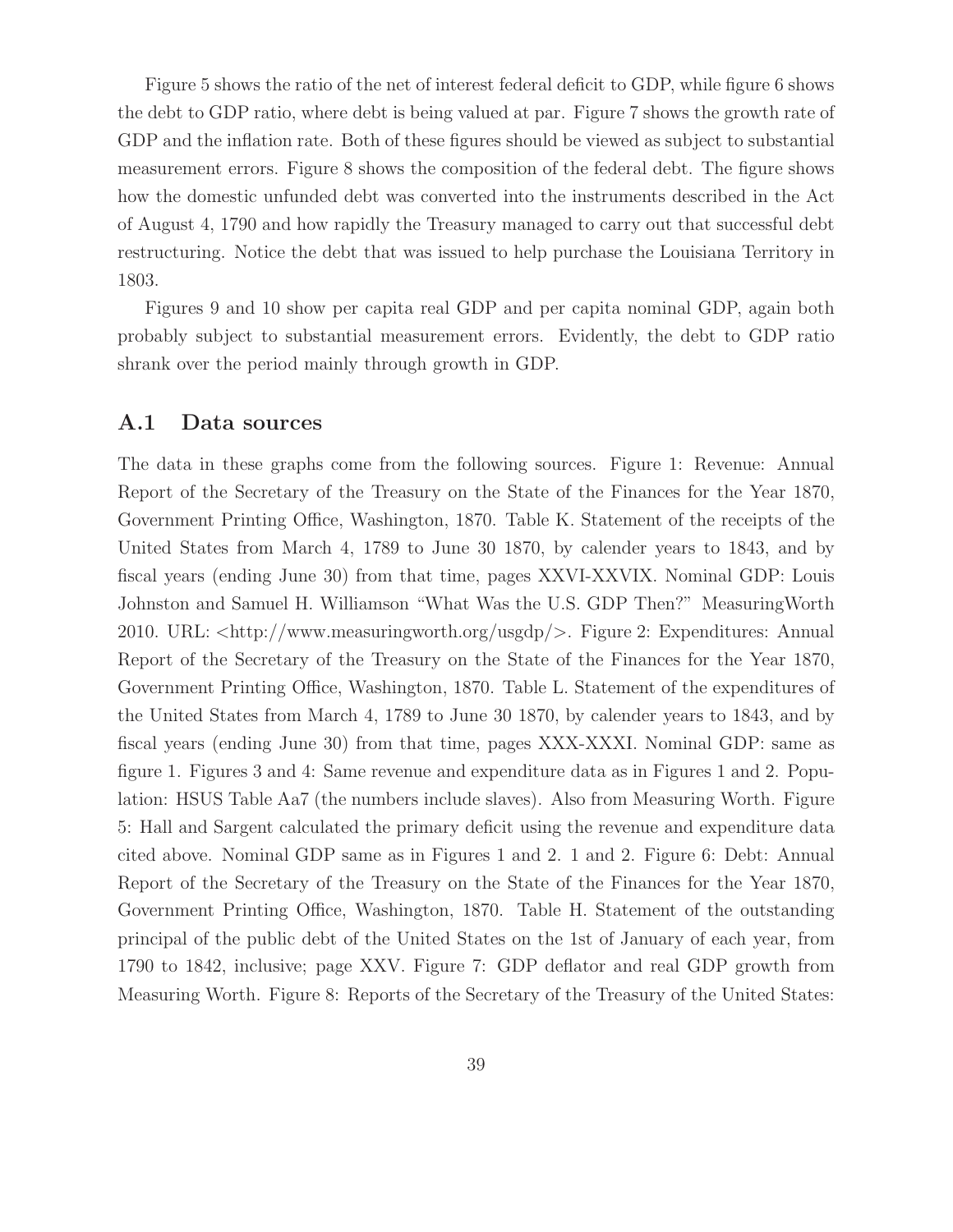Figure 5 shows the ratio of the net of interest federal deficit to GDP, while figure 6 shows the debt to GDP ratio, where debt is being valued at par. Figure 7 shows the growth rate of GDP and the inflation rate. Both of these figures should be viewed as subject to substantial measurement errors. Figure 8 shows the composition of the federal debt. The figure shows how the domestic unfunded debt was converted into the instruments described in the Act of August 4, 1790 and how rapidly the Treasury managed to carry out that successful debt restructuring. Notice the debt that was issued to help purchase the Louisiana Territory in 1803.

Figures 9 and 10 show per capita real GDP and per capita nominal GDP, again both probably subject to substantial measurement errors. Evidently, the debt to GDP ratio shrank over the period mainly through growth in GDP.

## A.1 Data sources

The data in these graphs come from the following sources. Figure 1: Revenue: Annual Report of the Secretary of the Treasury on the State of the Finances for the Year 1870, Government Printing Office, Washington, 1870. Table K. Statement of the receipts of the United States from March 4, 1789 to June 30 1870, by calender years to 1843, and by fiscal years (ending June 30) from that time, pages XXVI-XXVIX. Nominal GDP: Louis Johnston and Samuel H. Williamson "What Was the U.S. GDP Then?" MeasuringWorth 2010. URL: <http://www.measuringworth.org/usgdp/>. Figure 2: Expenditures: Annual Report of the Secretary of the Treasury on the State of the Finances for the Year 1870, Government Printing Office, Washington, 1870. Table L. Statement of the expenditures of the United States from March 4, 1789 to June 30 1870, by calender years to 1843, and by fiscal years (ending June 30) from that time, pages XXX-XXXI. Nominal GDP: same as figure 1. Figures 3 and 4: Same revenue and expenditure data as in Figures 1 and 2. Population: HSUS Table Aa7 (the numbers include slaves). Also from Measuring Worth. Figure 5: Hall and Sargent calculated the primary deficit using the revenue and expenditure data cited above. Nominal GDP same as in Figures 1 and 2. 1 and 2. Figure 6: Debt: Annual Report of the Secretary of the Treasury on the State of the Finances for the Year 1870, Government Printing Office, Washington, 1870. Table H. Statement of the outstanding principal of the public debt of the United States on the 1st of January of each year, from 1790 to 1842, inclusive; page XXV. Figure 7: GDP deflator and real GDP growth from Measuring Worth. Figure 8: Reports of the Secretary of the Treasury of the United States: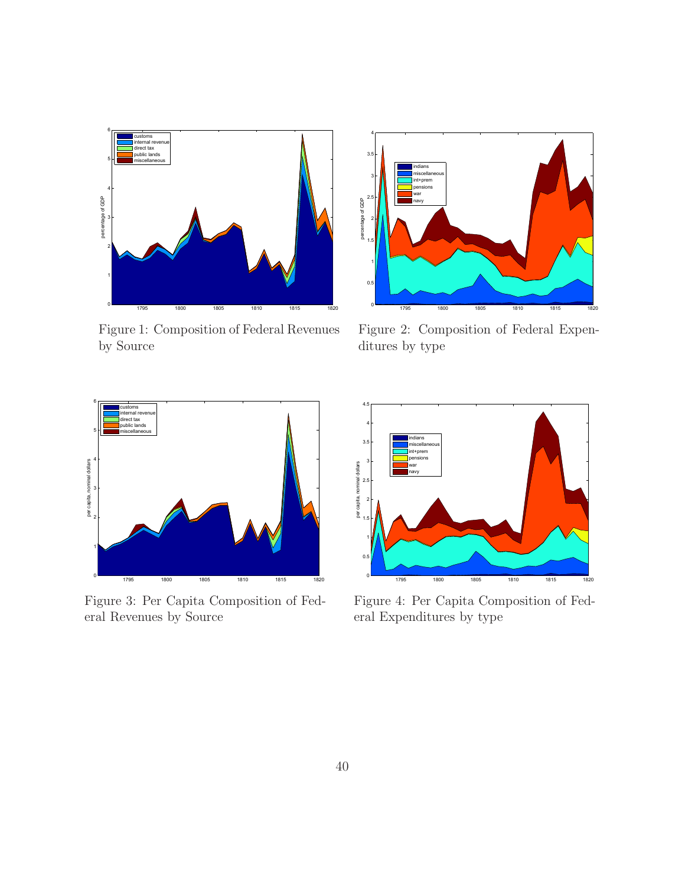Figure 1: Composition of Federal Revenues by Source

Figure 2: Composition of Federal Expenditures by type

Figure 3: Per Capita Composition of Federal Revenues by Source

Figure 4: Per Capita Composition of Federal Expenditures by type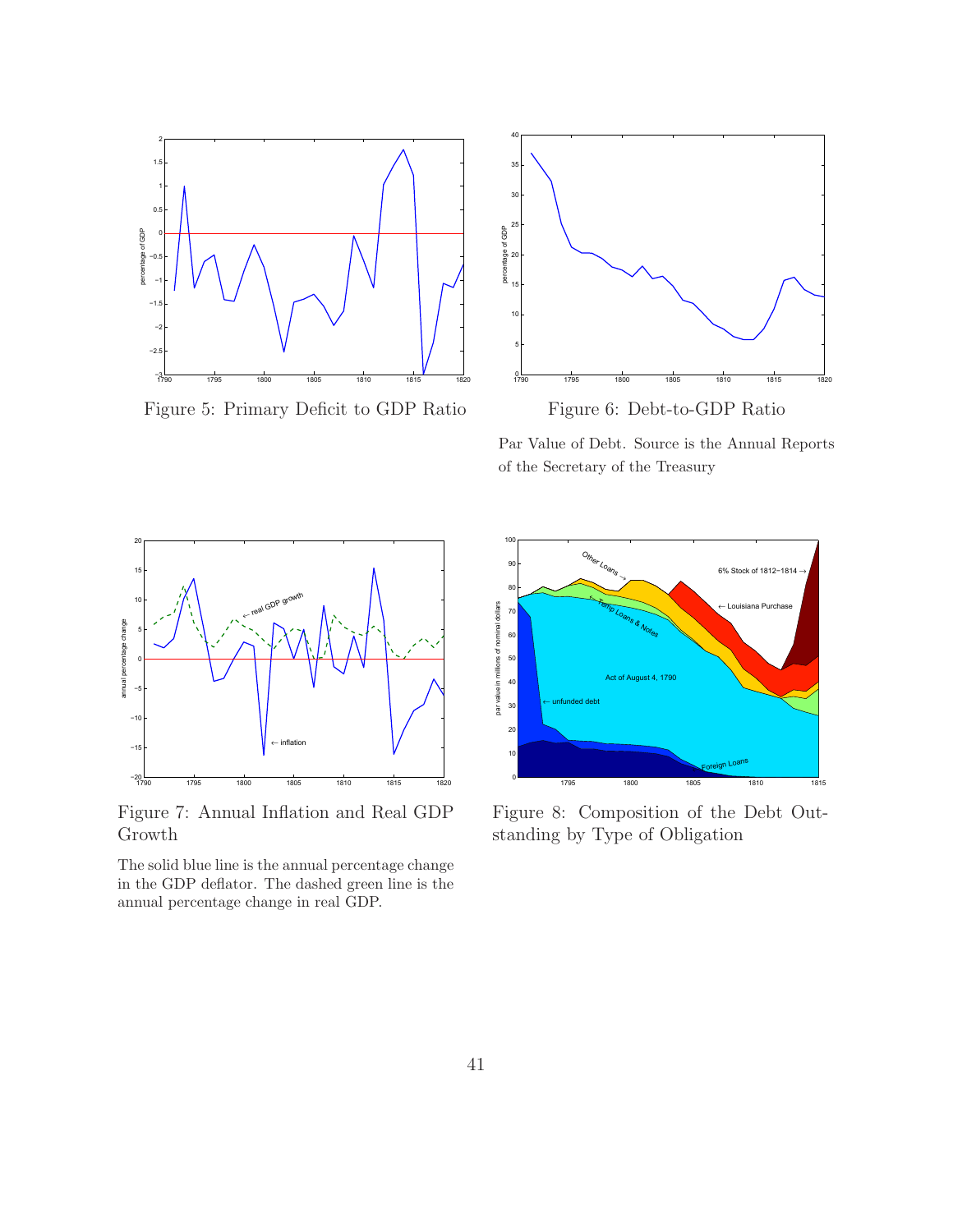Figure 5: Primary Deficit to GDP Ratio

Figure 6: Debt-to-GDP Ratio

Par Value of Debt. Source is the Annual Reports of the Secretary of the Treasury

Figure 7: Annual Inflation and Real GDP Growth

The solid blue line is the annual percentage change in the GDP deflator. The dashed green line is the annual percentage change in real GDP.

Figure 8: Composition of the Debt Outstanding by Type of Obligation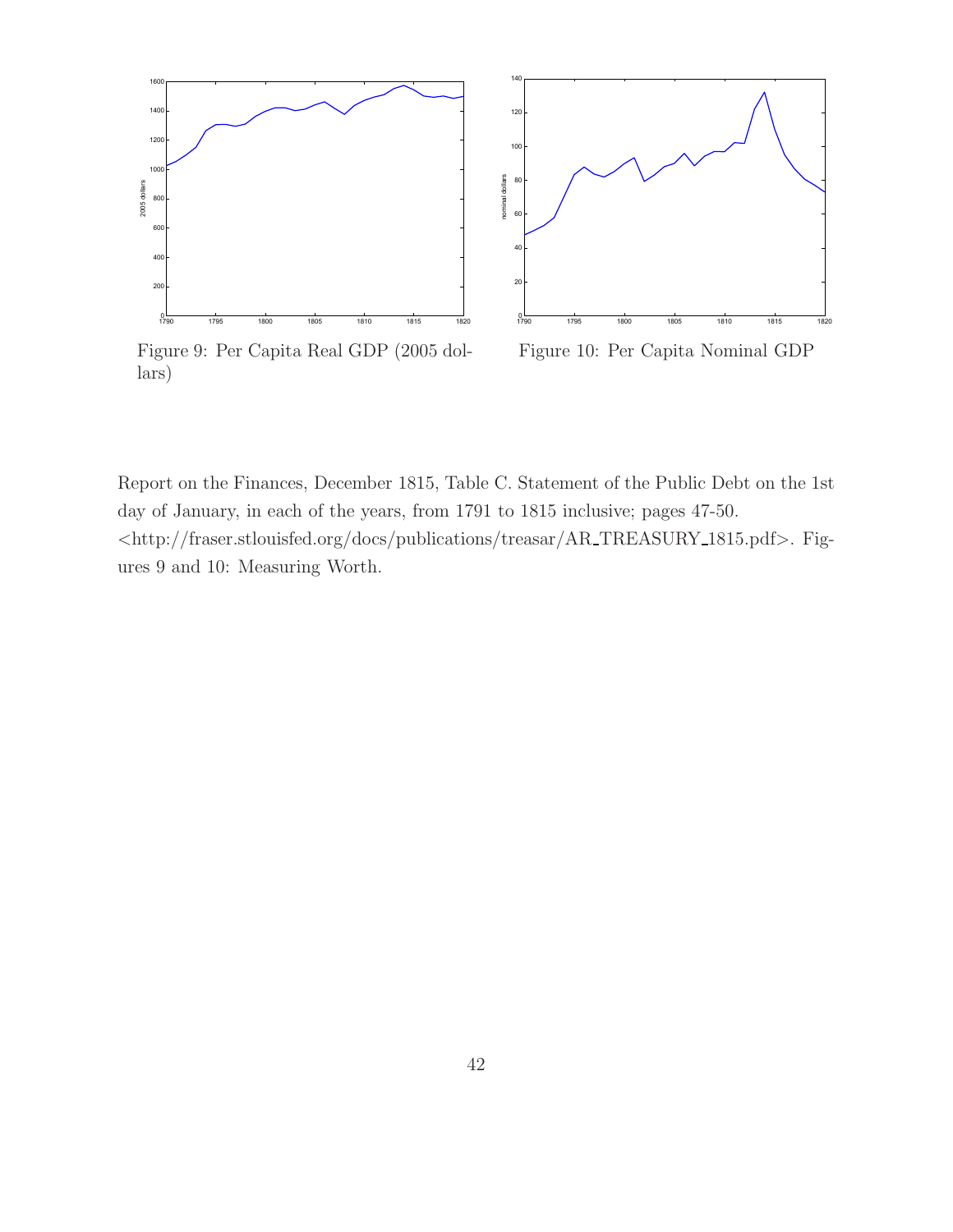1600
1400
1200
1000
800
600
400
200
0
2005 dollars
1790 1795 1800 1805 1810 1815 1820

Figure 9: Per Capita Real GDP (2005 dollars)

140
120
100
80
60
40
20
0
nominal dollars
1790 1795 1800 1805 1810 1815 1820

Figure 10: Per Capita Nominal GDP

Report on the Finances, December 1815, Table C. Statement of the Public Debt on the 1st day of January, in each of the years, from 1791 to 1815 inclusive; pages 47-50. <http://fraser.stlouisfed.org/docs/publications/treasar/AR_TREASURY_1815.pdf>. Figures 9 and 10: Measuring Worth.